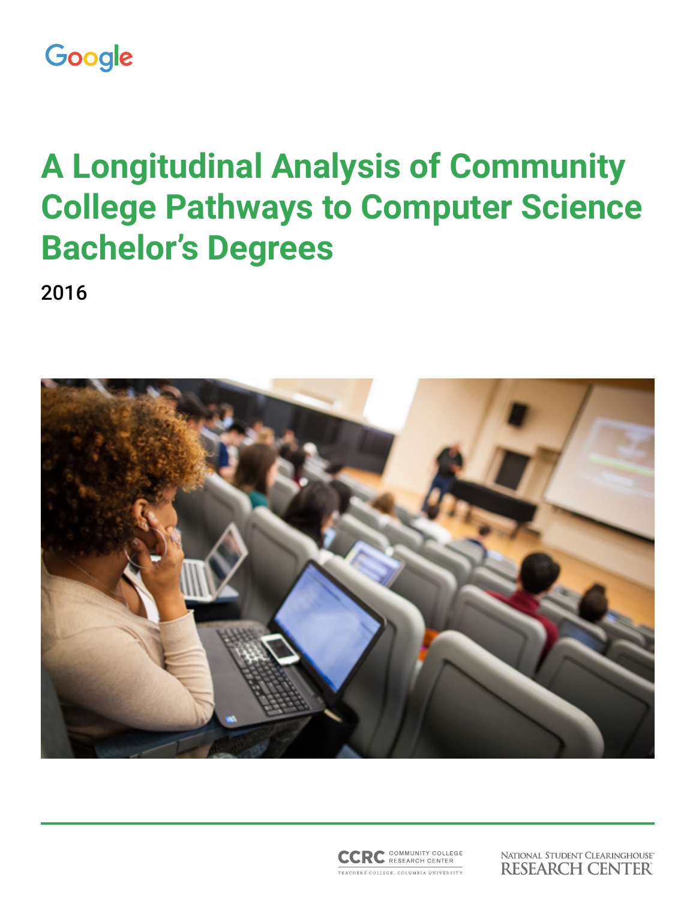Google

# A Longitudinal Analysis of Community College Pathways to Computer Science Bachelor's Degrees

2016

CCRC COMMUNITY COLLEGE RESEARCH CENTER
TEACHERS COLLEGE, COLUMBIA UNIVERSITY

NATIONAL STUDENT CLEARINGHOUSE® RESEARCH CENTER™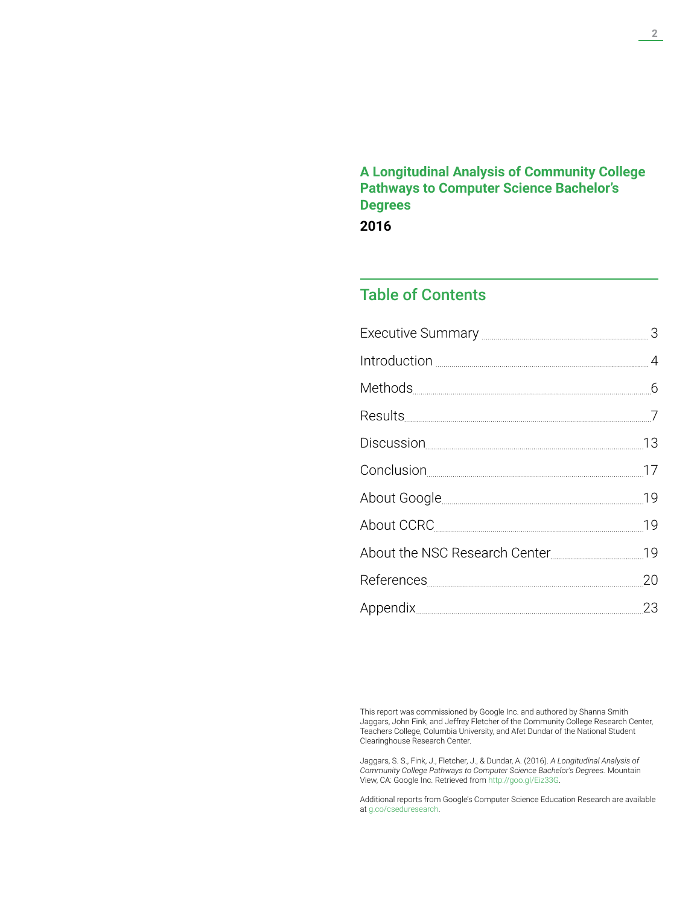# A Longitudinal Analysis of Community College Pathways to Computer Science Bachelor's Degrees

**2016**

## Table of Contents

| | |
|---|---|
| Executive Summary | 3 |
| Introduction | 4 |
| Methods | 6 |
| Results | 7 |
| Discussion | 13 |
| Conclusion | 17 |
| About Google | 19 |
| About CCRC | 19 |
| About the NSC Research Center | 19 |
| References | 20 |
| Appendix | 23 |

This report was commissioned by Google Inc. and authored by Shanna Smith Jaggars, John Fink, and Jeffrey Fletcher of the Community College Research Center, Teachers College, Columbia University, and Afet Dundar of the National Student Clearinghouse Research Center.

Jaggars, S. S., Fink, J., Fletcher, J., & Dundar, A. (2016). *A Longitudinal Analysis of Community College Pathways to Computer Science Bachelor's Degrees.* Mountain View, CA: Google Inc. Retrieved from http://goo.gl/Eiz33G.

Additional reports from Google's Computer Science Education Research are available at g.co/cseduresearch.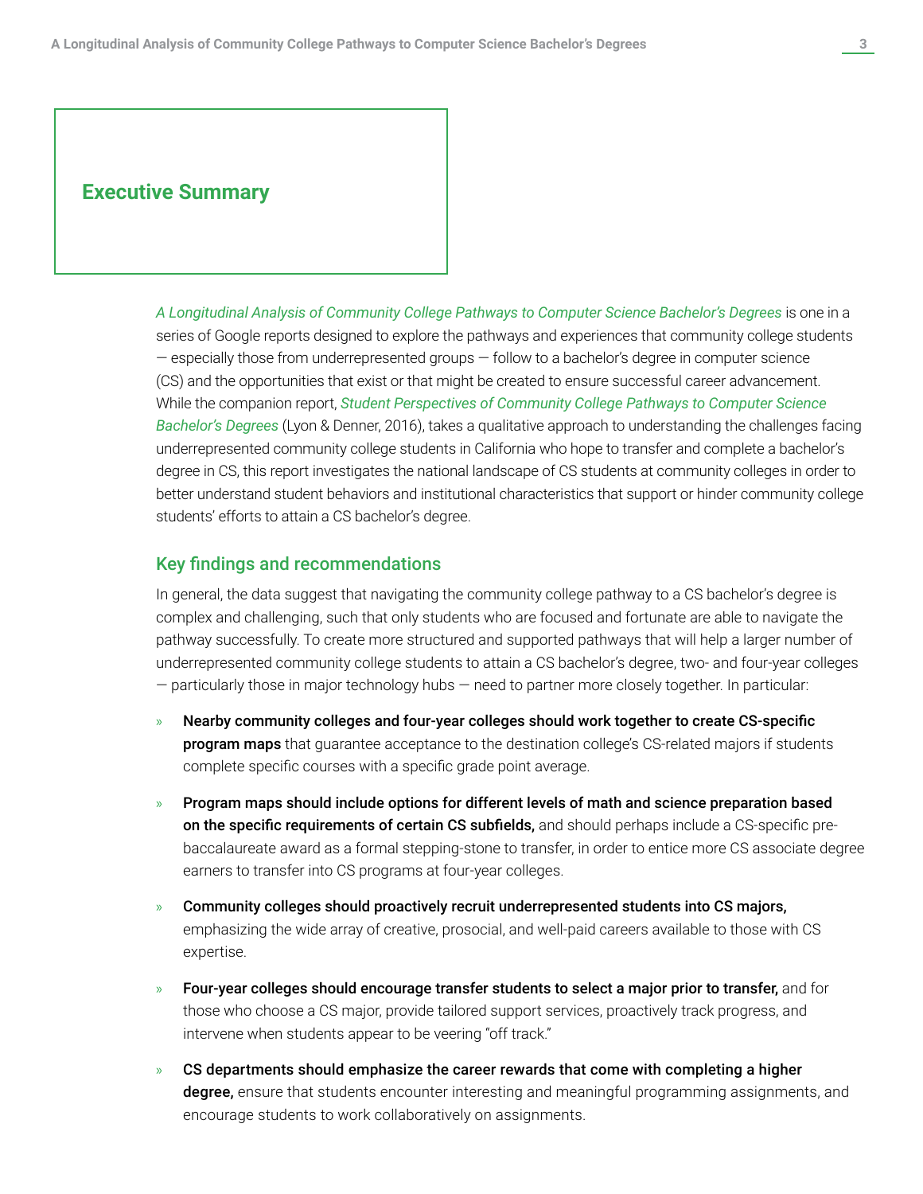## Executive Summary

*A Longitudinal Analysis of Community College Pathways to Computer Science Bachelor's Degrees* is one in a series of Google reports designed to explore the pathways and experiences that community college students — especially those from underrepresented groups — follow to a bachelor's degree in computer science (CS) and the opportunities that exist or that might be created to ensure successful career advancement. While the companion report, *Student Perspectives of Community College Pathways to Computer Science Bachelor's Degrees* (Lyon & Denner, 2016), takes a qualitative approach to understanding the challenges facing underrepresented community college students in California who hope to transfer and complete a bachelor's degree in CS, this report investigates the national landscape of CS students at community colleges in order to better understand student behaviors and institutional characteristics that support or hinder community college students' efforts to attain a CS bachelor's degree.

### Key findings and recommendations

In general, the data suggest that navigating the community college pathway to a CS bachelor's degree is complex and challenging, such that only students who are focused and fortunate are able to navigate the pathway successfully. To create more structured and supported pathways that will help a larger number of underrepresented community college students to attain a CS bachelor's degree, two- and four-year colleges — particularly those in major technology hubs — need to partner more closely together. In particular:

- **Nearby community colleges and four-year colleges should work together to create CS-specific program maps** that guarantee acceptance to the destination college's CS-related majors if students complete specific courses with a specific grade point average.
- **Program maps should include options for different levels of math and science preparation based on the specific requirements of certain CS subfields,** and should perhaps include a CS-specific pre-baccalaureate award as a formal stepping-stone to transfer, in order to entice more CS associate degree earners to transfer into CS programs at four-year colleges.
- **Community colleges should proactively recruit underrepresented students into CS majors,** emphasizing the wide array of creative, prosocial, and well-paid careers available to those with CS expertise.
- **Four-year colleges should encourage transfer students to select a major prior to transfer,** and for those who choose a CS major, provide tailored support services, proactively track progress, and intervene when students appear to be veering "off track."
- **CS departments should emphasize the career rewards that come with completing a higher degree,** ensure that students encounter interesting and meaningful programming assignments, and encourage students to work collaboratively on assignments.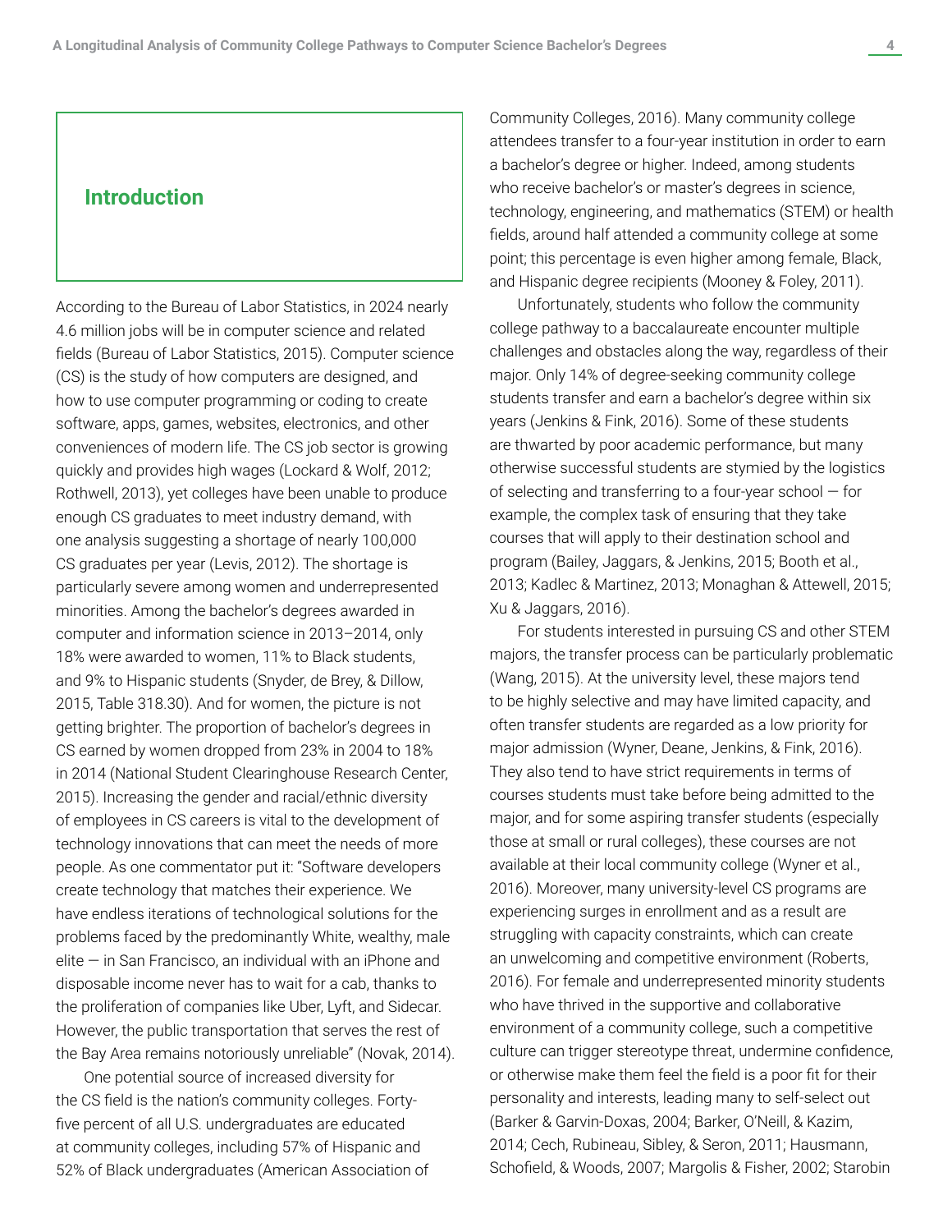## Introduction

According to the Bureau of Labor Statistics, in 2024 nearly 4.6 million jobs will be in computer science and related fields (Bureau of Labor Statistics, 2015). Computer science (CS) is the study of how computers are designed, and how to use computer programming or coding to create software, apps, games, websites, electronics, and other conveniences of modern life. The CS job sector is growing quickly and provides high wages (Lockard & Wolf, 2012; Rothwell, 2013), yet colleges have been unable to produce enough CS graduates to meet industry demand, with one analysis suggesting a shortage of nearly 100,000 CS graduates per year (Levis, 2012). The shortage is particularly severe among women and underrepresented minorities. Among the bachelor's degrees awarded in computer and information science in 2013–2014, only 18% were awarded to women, 11% to Black students, and 9% to Hispanic students (Snyder, de Brey, & Dillow, 2015, Table 318.30). And for women, the picture is not getting brighter. The proportion of bachelor's degrees in CS earned by women dropped from 23% in 2004 to 18% in 2014 (National Student Clearinghouse Research Center, 2015). Increasing the gender and racial/ethnic diversity of employees in CS careers is vital to the development of technology innovations that can meet the needs of more people. As one commentator put it: "Software developers create technology that matches their experience. We have endless iterations of technological solutions for the problems faced by the predominantly White, wealthy, male elite — in San Francisco, an individual with an iPhone and disposable income never has to wait for a cab, thanks to the proliferation of companies like Uber, Lyft, and Sidecar. However, the public transportation that serves the rest of the Bay Area remains notoriously unreliable" (Novak, 2014).

One potential source of increased diversity for the CS field is the nation's community colleges. Forty-five percent of all U.S. undergraduates are educated at community colleges, including 57% of Hispanic and 52% of Black undergraduates (American Association of Community Colleges, 2016). Many community college attendees transfer to a four-year institution in order to earn a bachelor's degree or higher. Indeed, among students who receive bachelor's or master's degrees in science, technology, engineering, and mathematics (STEM) or health fields, around half attended a community college at some point; this percentage is even higher among female, Black, and Hispanic degree recipients (Mooney & Foley, 2011).

Unfortunately, students who follow the community college pathway to a baccalaureate encounter multiple challenges and obstacles along the way, regardless of their major. Only 14% of degree-seeking community college students transfer and earn a bachelor's degree within six years (Jenkins & Fink, 2016). Some of these students are thwarted by poor academic performance, but many otherwise successful students are stymied by the logistics of selecting and transferring to a four-year school — for example, the complex task of ensuring that they take courses that will apply to their destination school and program (Bailey, Jaggars, & Jenkins, 2015; Booth et al., 2013; Kadlec & Martinez, 2013; Monaghan & Attewell, 2015; Xu & Jaggars, 2016).

For students interested in pursuing CS and other STEM majors, the transfer process can be particularly problematic (Wang, 2015). At the university level, these majors tend to be highly selective and may have limited capacity, and often transfer students are regarded as a low priority for major admission (Wyner, Deane, Jenkins, & Fink, 2016). They also tend to have strict requirements in terms of courses students must take before being admitted to the major, and for some aspiring transfer students (especially those at small or rural colleges), these courses are not available at their local community college (Wyner et al., 2016). Moreover, many university-level CS programs are experiencing surges in enrollment and as a result are struggling with capacity constraints, which can create an unwelcoming and competitive environment (Roberts, 2016). For female and underrepresented minority students who have thrived in the supportive and collaborative environment of a community college, such a competitive culture can trigger stereotype threat, undermine confidence, or otherwise make them feel the field is a poor fit for their personality and interests, leading many to self-select out (Barker & Garvin-Doxas, 2004; Barker, O'Neill, & Kazim, 2014; Cech, Rubineau, Sibley, & Seron, 2011; Hausmann, Schofield, & Woods, 2007; Margolis & Fisher, 2002; Starobin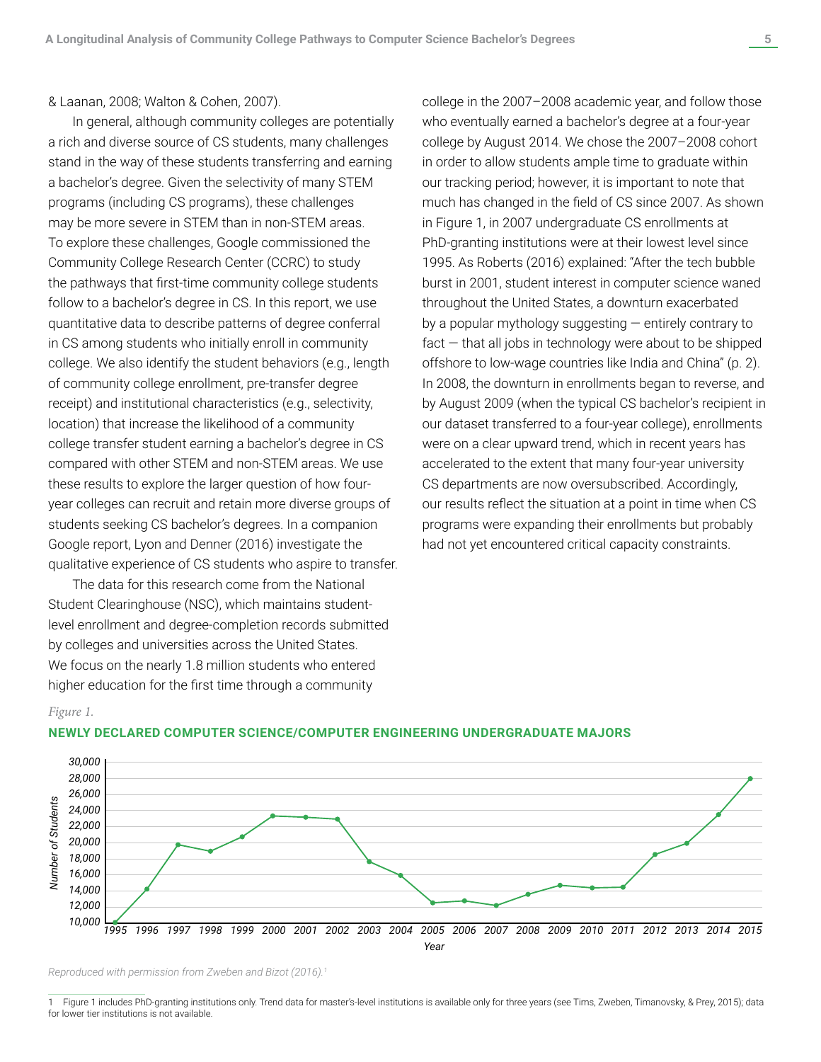& Laanan, 2008; Walton & Cohen, 2007).

In general, although community colleges are potentially a rich and diverse source of CS students, many challenges stand in the way of these students transferring and earning a bachelor's degree. Given the selectivity of many STEM programs (including CS programs), these challenges may be more severe in STEM than in non-STEM areas. To explore these challenges, Google commissioned the Community College Research Center (CCRC) to study the pathways that first-time community college students follow to a bachelor's degree in CS. In this report, we use quantitative data to describe patterns of degree conferral in CS among students who initially enroll in community college. We also identify the student behaviors (e.g., length of community college enrollment, pre-transfer degree receipt) and institutional characteristics (e.g., selectivity, location) that increase the likelihood of a community college transfer student earning a bachelor's degree in CS compared with other STEM and non-STEM areas. We use these results to explore the larger question of how four-year colleges can recruit and retain more diverse groups of students seeking CS bachelor's degrees. In a companion Google report, Lyon and Denner (2016) investigate the qualitative experience of CS students who aspire to transfer.

The data for this research come from the National Student Clearinghouse (NSC), which maintains student-level enrollment and degree-completion records submitted by colleges and universities across the United States. We focus on the nearly 1.8 million students who entered higher education for the first time through a community college in the 2007–2008 academic year, and follow those who eventually earned a bachelor's degree at a four-year college by August 2014. We chose the 2007–2008 cohort in order to allow students ample time to graduate within our tracking period; however, it is important to note that much has changed in the field of CS since 2007. As shown in Figure 1, in 2007 undergraduate CS enrollments at PhD-granting institutions were at their lowest level since 1995. As Roberts (2016) explained: "After the tech bubble burst in 2001, student interest in computer science waned throughout the United States, a downturn exacerbated by a popular mythology suggesting — entirely contrary to fact — that all jobs in technology were about to be shipped offshore to low-wage countries like India and China" (p. 2). In 2008, the downturn in enrollments began to reverse, and by August 2009 (when the typical CS bachelor's recipient in our dataset transferred to a four-year college), enrollments were on a clear upward trend, which in recent years has accelerated to the extent that many four-year university CS departments are now oversubscribed. Accordingly, our results reflect the situation at a point in time when CS programs were expanding their enrollments but probably had not yet encountered critical capacity constraints.

*Figure 1.*

**NEWLY DECLARED COMPUTER SCIENCE/COMPUTER ENGINEERING UNDERGRADUATE MAJORS**

*Reproduced with permission from Zweben and Bizot (2016).*[1]

1 Figure 1 includes PhD-granting institutions only. Trend data for master's-level institutions is available only for three years (see Tims, Zweben, Timanovsky, & Prey, 2015); data for lower tier institutions is not available.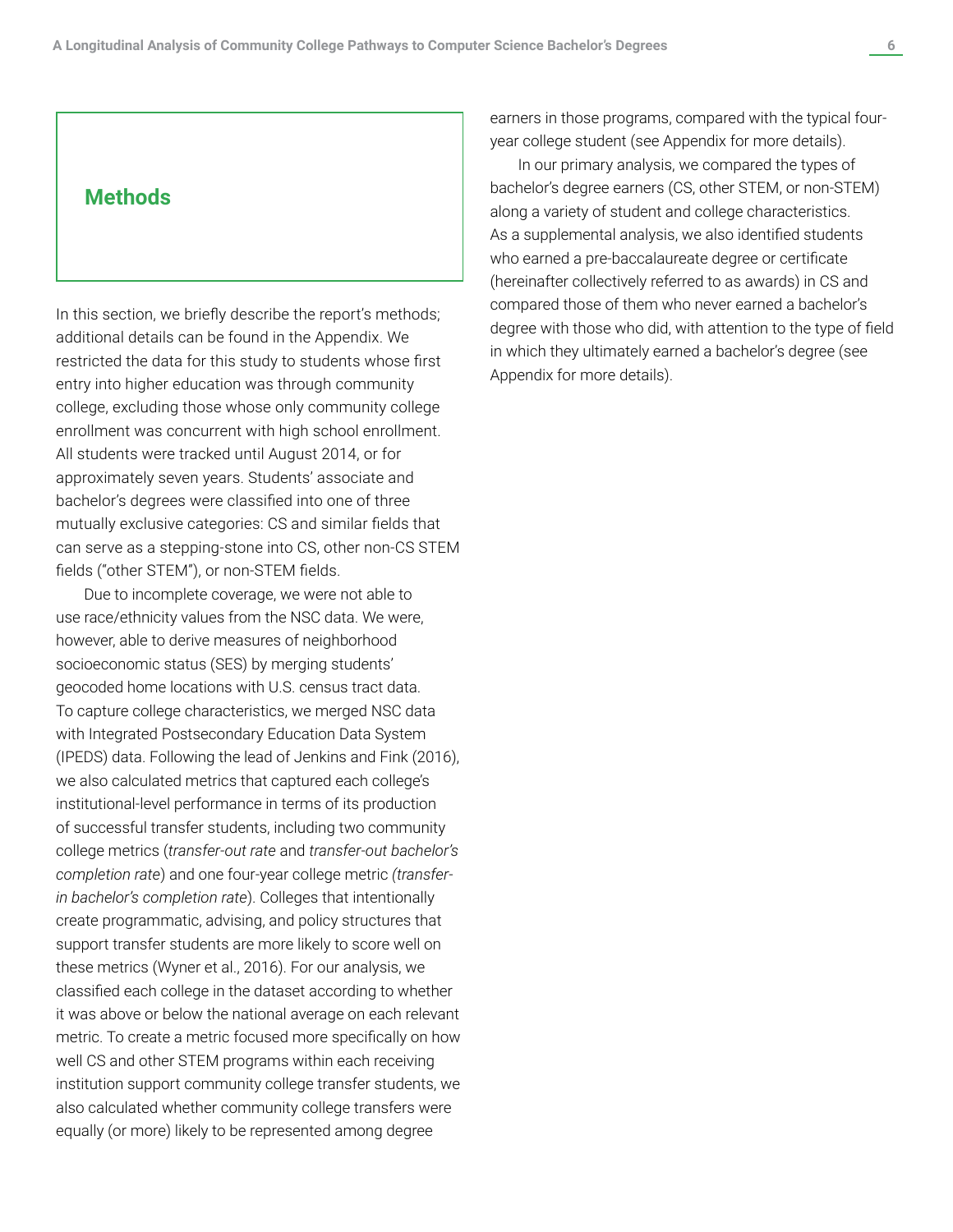## Methods

In this section, we briefly describe the report's methods; additional details can be found in the Appendix. We restricted the data for this study to students whose first entry into higher education was through community college, excluding those whose only community college enrollment was concurrent with high school enrollment. All students were tracked until August 2014, or for approximately seven years. Students' associate and bachelor's degrees were classified into one of three mutually exclusive categories: CS and similar fields that can serve as a stepping-stone into CS, other non-CS STEM fields ("other STEM"), or non-STEM fields.

Due to incomplete coverage, we were not able to use race/ethnicity values from the NSC data. We were, however, able to derive measures of neighborhood socioeconomic status (SES) by merging students' geocoded home locations with U.S. census tract data. To capture college characteristics, we merged NSC data with Integrated Postsecondary Education Data System (IPEDS) data. Following the lead of Jenkins and Fink (2016), we also calculated metrics that captured each college's institutional-level performance in terms of its production of successful transfer students, including two community college metrics (*transfer-out rate* and *transfer-out bachelor's completion rate*) and one four-year college metric (*transfer-in bachelor's completion rate*). Colleges that intentionally create programmatic, advising, and policy structures that support transfer students are more likely to score well on these metrics (Wyner et al., 2016). For our analysis, we classified each college in the dataset according to whether it was above or below the national average on each relevant metric. To create a metric focused more specifically on how well CS and other STEM programs within each receiving institution support community college transfer students, we also calculated whether community college transfers were equally (or more) likely to be represented among degree earners in those programs, compared with the typical four-year college student (see Appendix for more details).

In our primary analysis, we compared the types of bachelor's degree earners (CS, other STEM, or non-STEM) along a variety of student and college characteristics. As a supplemental analysis, we also identified students who earned a pre-baccalaureate degree or certificate (hereinafter collectively referred to as awards) in CS and compared those of them who never earned a bachelor's degree with those who did, with attention to the type of field in which they ultimately earned a bachelor's degree (see Appendix for more details).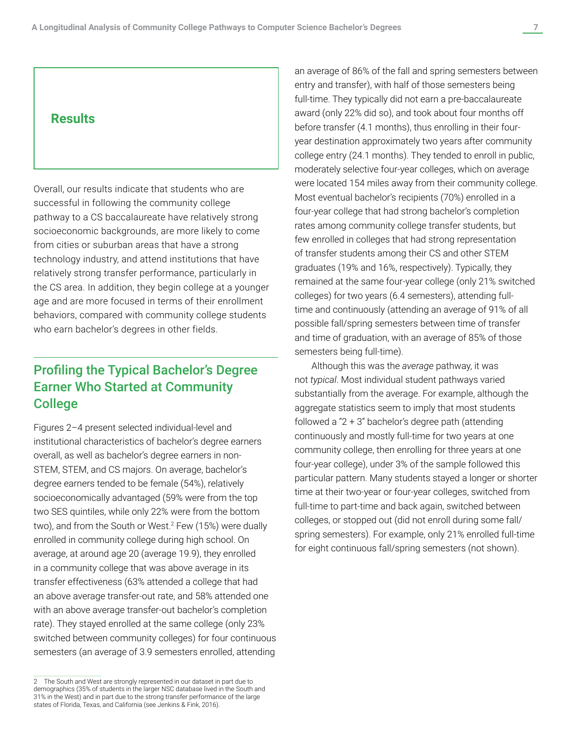## Results

Overall, our results indicate that students who are successful in following the community college pathway to a CS baccalaureate have relatively strong socioeconomic backgrounds, are more likely to come from cities or suburban areas that have a strong technology industry, and attend institutions that have relatively strong transfer performance, particularly in the CS area. In addition, they begin college at a younger age and are more focused in terms of their enrollment behaviors, compared with community college students who earn bachelor's degrees in other fields.

### Profiling the Typical Bachelor's Degree Earner Who Started at Community College

Figures 2–4 present selected individual-level and institutional characteristics of bachelor's degree earners overall, as well as bachelor's degree earners in non-STEM, STEM, and CS majors. On average, bachelor's degree earners tended to be female (54%), relatively socioeconomically advantaged (59% were from the top two SES quintiles, while only 22% were from the bottom two), and from the South or West.[2] Few (15%) were dually enrolled in community college during high school. On average, at around age 20 (average 19.9), they enrolled in a community college that was above average in its transfer effectiveness (63% attended a college that had an above average transfer-out rate, and 58% attended one with an above average transfer-out bachelor's completion rate). They stayed enrolled at the same college (only 23% switched between community colleges) for four continuous semesters (an average of 3.9 semesters enrolled, attending an average of 86% of the fall and spring semesters between entry and transfer), with half of those semesters being full-time. They typically did not earn a pre-baccalaureate award (only 22% did so), and took about four months off before transfer (4.1 months), thus enrolling in their four-year destination approximately two years after community college entry (24.1 months). They tended to enroll in public, moderately selective four-year colleges, which on average were located 154 miles away from their community college. Most eventual bachelor's recipients (70%) enrolled in a four-year college that had strong bachelor's completion rates among community college transfer students, but few enrolled in colleges that had strong representation of transfer students among their CS and other STEM graduates (19% and 16%, respectively). Typically, they remained at the same four-year college (only 21% switched colleges) for two years (6.4 semesters), attending full-time and continuously (attending an average of 91% of all possible fall/spring semesters between time of transfer and time of graduation, with an average of 85% of those semesters being full-time).

Although this was the *average* pathway, it was not *typical*. Most individual student pathways varied substantially from the average. For example, although the aggregate statistics seem to imply that most students followed a "2 + 3" bachelor's degree path (attending continuously and mostly full-time for two years at one community college, then enrolling for three years at one four-year college), under 3% of the sample followed this particular pattern. Many students stayed a longer or shorter time at their two-year or four-year colleges, switched from full-time to part-time and back again, switched between colleges, or stopped out (did not enroll during some fall/spring semesters). For example, only 21% enrolled full-time for eight continuous fall/spring semesters (not shown).

---

2 The South and West are strongly represented in our dataset in part due to demographics (35% of students in the larger NSC database lived in the South and 31% in the West) and in part due to the strong transfer performance of the large states of Florida, Texas, and California (see Jenkins & Fink, 2016).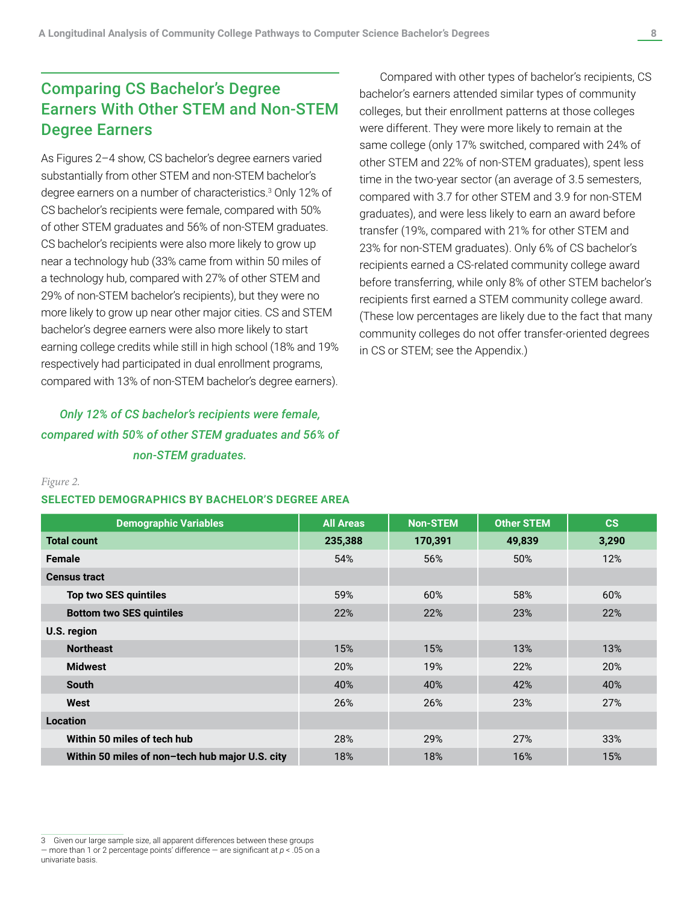## Comparing CS Bachelor's Degree Earners With Other STEM and Non-STEM Degree Earners

As Figures 2–4 show, CS bachelor's degree earners varied substantially from other STEM and non-STEM bachelor's degree earners on a number of characteristics.[3] Only 12% of CS bachelor's recipients were female, compared with 50% of other STEM graduates and 56% of non-STEM graduates. CS bachelor's recipients were also more likely to grow up near a technology hub (33% came from within 50 miles of a technology hub, compared with 27% of other STEM and 29% of non-STEM bachelor's recipients), but they were no more likely to grow up near other major cities. CS and STEM bachelor's degree earners were also more likely to start earning college credits while still in high school (18% and 19% respectively had participated in dual enrollment programs, compared with 13% of non-STEM bachelor's degree earners).

*Only 12% of CS bachelor's recipients were female, compared with 50% of other STEM graduates and 56% of non-STEM graduates.*

Compared with other types of bachelor's recipients, CS bachelor's earners attended similar types of community colleges, but their enrollment patterns at those colleges were different. They were more likely to remain at the same college (only 17% switched, compared with 24% of other STEM and 22% of non-STEM graduates), spent less time in the two-year sector (an average of 3.5 semesters, compared with 3.7 for other STEM and 3.9 for non-STEM graduates), and were less likely to earn an award before transfer (19%, compared with 21% for other STEM and 23% for non-STEM graduates). Only 6% of CS bachelor's recipients earned a CS-related community college award before transferring, while only 8% of other STEM bachelor's recipients first earned a STEM community college award. (These low percentages are likely due to the fact that many community colleges do not offer transfer-oriented degrees in CS or STEM; see the Appendix.)

*Figure 2.*

**SELECTED DEMOGRAPHICS BY BACHELOR'S DEGREE AREA**

| Demographic Variables | All Areas | Non-STEM | Other STEM | CS |
|---|---|---|---|---|
| **Total count** | **235,388** | **170,391** | **49,839** | **3,290** |
| **Female** | 54% | 56% | 50% | 12% |
| **Census tract** | | | | |
| **Top two SES quintiles** | 59% | 60% | 58% | 60% |
| **Bottom two SES quintiles** | 22% | 22% | 23% | 22% |
| **U.S. region** | | | | |
| **Northeast** | 15% | 15% | 13% | 13% |
| **Midwest** | 20% | 19% | 22% | 20% |
| **South** | 40% | 40% | 42% | 40% |
| **West** | 26% | 26% | 23% | 27% |
| **Location** | | | | |
| **Within 50 miles of tech hub** | 28% | 29% | 27% | 33% |
| **Within 50 miles of non–tech hub major U.S. city** | 18% | 18% | 16% | 15% |

3 Given our large sample size, all apparent differences between these groups — more than 1 or 2 percentage points' difference — are significant at $p < .05$ on a univariate basis.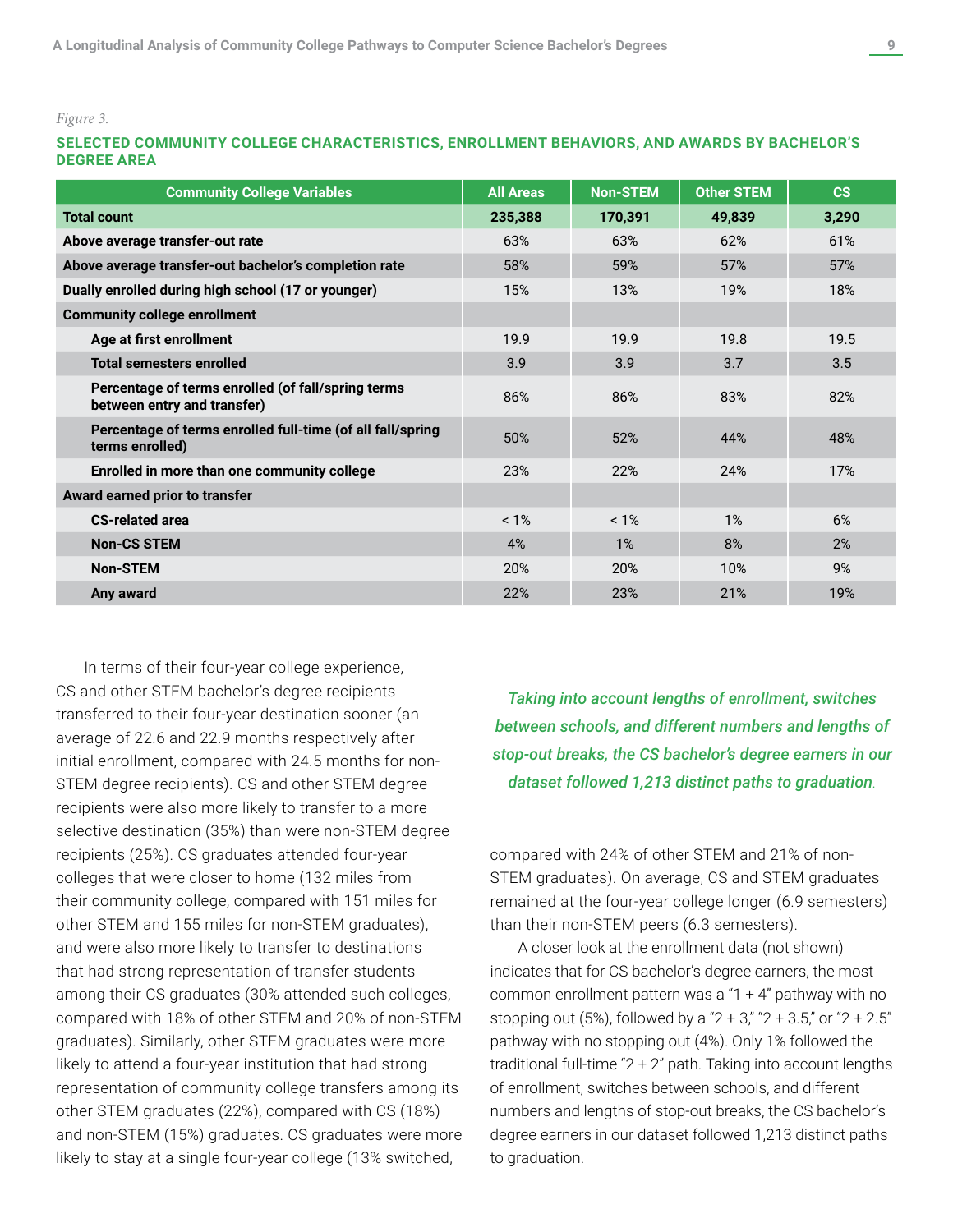*Figure 3.*

**SELECTED COMMUNITY COLLEGE CHARACTERISTICS, ENROLLMENT BEHAVIORS, AND AWARDS BY BACHELOR'S DEGREE AREA**

| Community College Variables | All Areas | Non-STEM | Other STEM | CS |
|---|---|---|---|---|
| **Total count** | **235,388** | **170,391** | **49,839** | **3,290** |
| **Above average transfer-out rate** | 63% | 63% | 62% | 61% |
| **Above average transfer-out bachelor's completion rate** | 58% | 59% | 57% | 57% |
| **Dually enrolled during high school (17 or younger)** | 15% | 13% | 19% | 18% |
| **Community college enrollment** | | | | |
| **Age at first enrollment** | 19.9 | 19.9 | 19.8 | 19.5 |
| **Total semesters enrolled** | 3.9 | 3.9 | 3.7 | 3.5 |
| **Percentage of terms enrolled (of fall/spring terms between entry and transfer)** | 86% | 86% | 83% | 82% |
| **Percentage of terms enrolled full-time (of all fall/spring terms enrolled)** | 50% | 52% | 44% | 48% |
| **Enrolled in more than one community college** | 23% | 22% | 24% | 17% |
| **Award earned prior to transfer** | | | | |
| **CS-related area** | < 1% | < 1% | 1% | 6% |
| **Non-CS STEM** | 4% | 1% | 8% | 2% |
| **Non-STEM** | 20% | 20% | 10% | 9% |
| **Any award** | 22% | 23% | 21% | 19% |

In terms of their four-year college experience, CS and other STEM bachelor's degree recipients transferred to their four-year destination sooner (an average of 22.6 and 22.9 months respectively after initial enrollment, compared with 24.5 months for non-STEM degree recipients). CS and other STEM degree recipients were also more likely to transfer to a more selective destination (35%) than were non-STEM degree recipients (25%). CS graduates attended four-year colleges that were closer to home (132 miles from their community college, compared with 151 miles for other STEM and 155 miles for non-STEM graduates), and were also more likely to transfer to destinations that had strong representation of transfer students among their CS graduates (30% attended such colleges, compared with 18% of other STEM and 20% of non-STEM graduates). Similarly, other STEM graduates were more likely to attend a four-year institution that had strong representation of community college transfers among its other STEM graduates (22%), compared with CS (18%) and non-STEM (15%) graduates. CS graduates were more likely to stay at a single four-year college (13% switched, compared with 24% of other STEM and 21% of non-STEM graduates). On average, CS and STEM graduates remained at the four-year college longer (6.9 semesters) than their non-STEM peers (6.3 semesters).

*Taking into account lengths of enrollment, switches between schools, and different numbers and lengths of stop-out breaks, the CS bachelor's degree earners in our dataset followed 1,213 distinct paths to graduation.*

A closer look at the enrollment data (not shown) indicates that for CS bachelor's degree earners, the most common enrollment pattern was a "1 + 4" pathway with no stopping out (5%), followed by a "2 + 3," "2 + 3.5," or "2 + 2.5" pathway with no stopping out (4%). Only 1% followed the traditional full-time "2 + 2" path. Taking into account lengths of enrollment, switches between schools, and different numbers and lengths of stop-out breaks, the CS bachelor's degree earners in our dataset followed 1,213 distinct paths to graduation.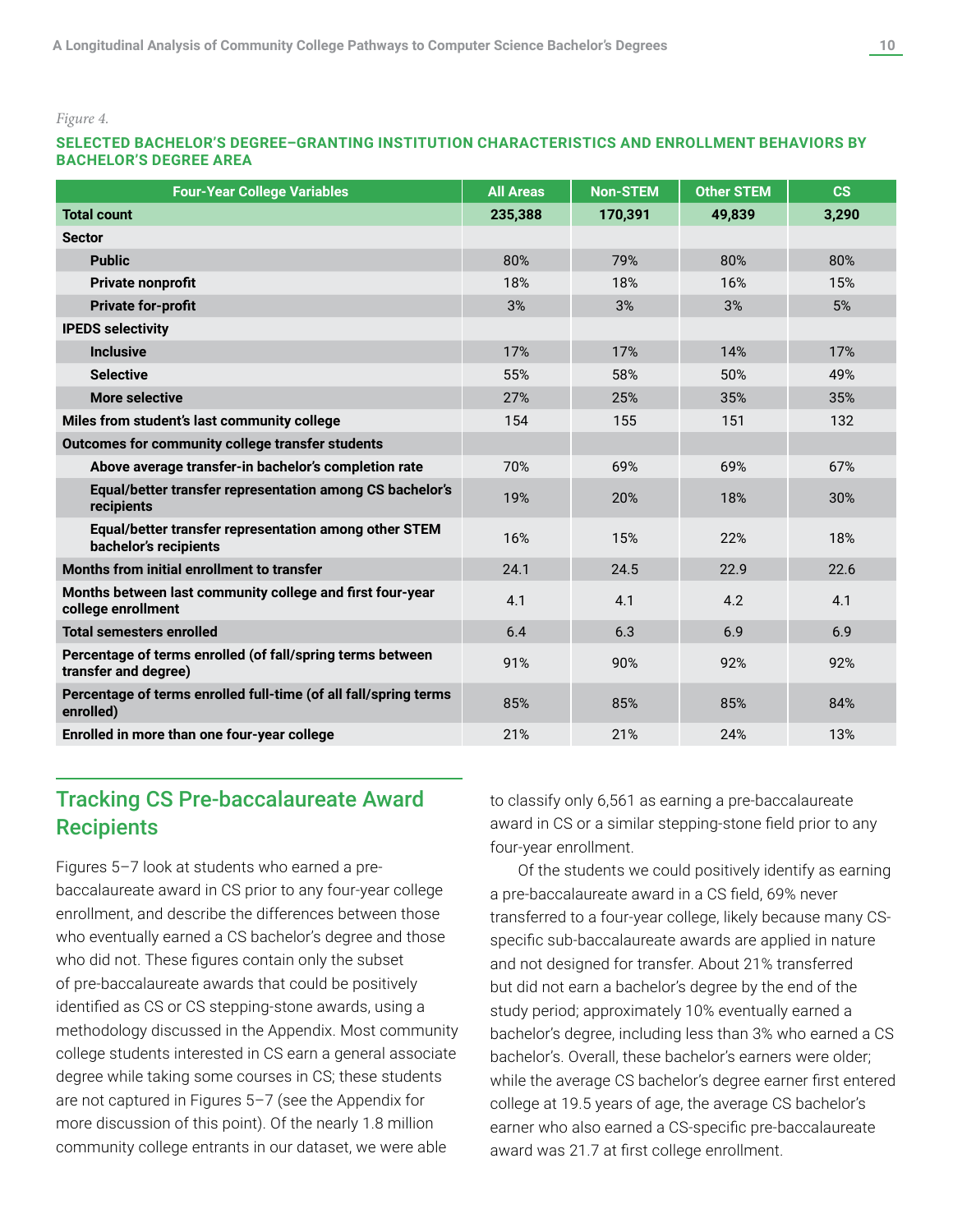*Figure 4.*

**SELECTED BACHELOR'S DEGREE–GRANTING INSTITUTION CHARACTERISTICS AND ENROLLMENT BEHAVIORS BY BACHELOR'S DEGREE AREA**

| Four-Year College Variables | All Areas | Non-STEM | Other STEM | CS |
|---|---|---|---|---|
| **Total count** | **235,388** | **170,391** | **49,839** | **3,290** |
| **Sector** | | | | |
| **Public** | 80% | 79% | 80% | 80% |
| **Private nonprofit** | 18% | 18% | 16% | 15% |
| **Private for-profit** | 3% | 3% | 3% | 5% |
| **IPEDS selectivity** | | | | |
| **Inclusive** | 17% | 17% | 14% | 17% |
| **Selective** | 55% | 58% | 50% | 49% |
| **More selective** | 27% | 25% | 35% | 35% |
| **Miles from student's last community college** | 154 | 155 | 151 | 132 |
| **Outcomes for community college transfer students** | | | | |
| **Above average transfer-in bachelor's completion rate** | 70% | 69% | 69% | 67% |
| **Equal/better transfer representation among CS bachelor's recipients** | 19% | 20% | 18% | 30% |
| **Equal/better transfer representation among other STEM bachelor's recipients** | 16% | 15% | 22% | 18% |
| **Months from initial enrollment to transfer** | 24.1 | 24.5 | 22.9 | 22.6 |
| **Months between last community college and first four-year college enrollment** | 4.1 | 4.1 | 4.2 | 4.1 |
| **Total semesters enrolled** | 6.4 | 6.3 | 6.9 | 6.9 |
| **Percentage of terms enrolled (of fall/spring terms between transfer and degree)** | 91% | 90% | 92% | 92% |
| **Percentage of terms enrolled full-time (of all fall/spring terms enrolled)** | 85% | 85% | 85% | 84% |
| **Enrolled in more than one four-year college** | 21% | 21% | 24% | 13% |

## Tracking CS Pre-baccalaureate Award Recipients

Figures 5–7 look at students who earned a pre-baccalaureate award in CS prior to any four-year college enrollment, and describe the differences between those who eventually earned a CS bachelor's degree and those who did not. These figures contain only the subset of pre-baccalaureate awards that could be positively identified as CS or CS stepping-stone awards, using a methodology discussed in the Appendix. Most community college students interested in CS earn a general associate degree while taking some courses in CS; these students are not captured in Figures 5–7 (see the Appendix for more discussion of this point). Of the nearly 1.8 million community college entrants in our dataset, we were able to classify only 6,561 as earning a pre-baccalaureate award in CS or a similar stepping-stone field prior to any four-year enrollment.

Of the students we could positively identify as earning a pre-baccalaureate award in a CS field, 69% never transferred to a four-year college, likely because many CS-specific sub-baccalaureate awards are applied in nature and not designed for transfer. About 21% transferred but did not earn a bachelor's degree by the end of the study period; approximately 10% eventually earned a bachelor's degree, including less than 3% who earned a CS bachelor's. Overall, these bachelor's earners were older; while the average CS bachelor's degree earner first entered college at 19.5 years of age, the average CS bachelor's earner who also earned a CS-specific pre-baccalaureate award was 21.7 at first college enrollment.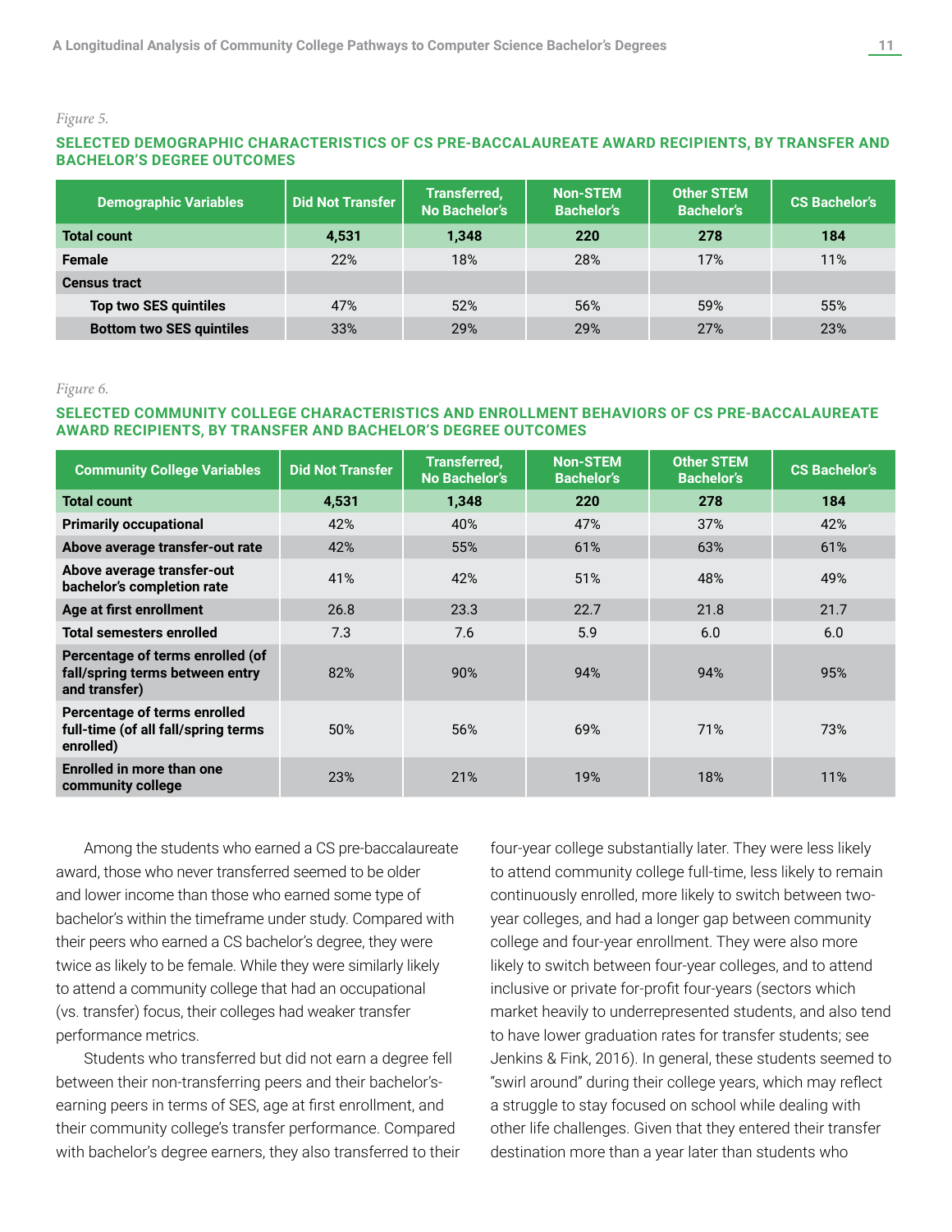*Figure 5.*

**SELECTED DEMOGRAPHIC CHARACTERISTICS OF CS PRE-BACCALAUREATE AWARD RECIPIENTS, BY TRANSFER AND BACHELOR'S DEGREE OUTCOMES**

| Demographic Variables | Did Not Transfer | Transferred, No Bachelor's | Non-STEM Bachelor's | Other STEM Bachelor's | CS Bachelor's |
|---|---|---|---|---|---|
| **Total count** | **4,531** | **1,348** | **220** | **278** | **184** |
| **Female** | 22% | 18% | 28% | 17% | 11% |
| **Census tract** | | | | | |
| **Top two SES quintiles** | 47% | 52% | 56% | 59% | 55% |
| **Bottom two SES quintiles** | 33% | 29% | 29% | 27% | 23% |

*Figure 6.*

**SELECTED COMMUNITY COLLEGE CHARACTERISTICS AND ENROLLMENT BEHAVIORS OF CS PRE-BACCALAUREATE AWARD RECIPIENTS, BY TRANSFER AND BACHELOR'S DEGREE OUTCOMES**

| Community College Variables | Did Not Transfer | Transferred, No Bachelor's | Non-STEM Bachelor's | Other STEM Bachelor's | CS Bachelor's |
|---|---|---|---|---|---|
| **Total count** | **4,531** | **1,348** | **220** | **278** | **184** |
| **Primarily occupational** | 42% | 40% | 47% | 37% | 42% |
| **Above average transfer-out rate** | 42% | 55% | 61% | 63% | 61% |
| **Above average transfer-out bachelor's completion rate** | 41% | 42% | 51% | 48% | 49% |
| **Age at first enrollment** | 26.8 | 23.3 | 22.7 | 21.8 | 21.7 |
| **Total semesters enrolled** | 7.3 | 7.6 | 5.9 | 6.0 | 6.0 |
| **Percentage of terms enrolled (of fall/spring terms between entry and transfer)** | 82% | 90% | 94% | 94% | 95% |
| **Percentage of terms enrolled full-time (of all fall/spring terms enrolled)** | 50% | 56% | 69% | 71% | 73% |
| **Enrolled in more than one community college** | 23% | 21% | 19% | 18% | 11% |

Among the students who earned a CS pre-baccalaureate award, those who never transferred seemed to be older and lower income than those who earned some type of bachelor's within the timeframe under study. Compared with their peers who earned a CS bachelor's degree, they were twice as likely to be female. While they were similarly likely to attend a community college that had an occupational (vs. transfer) focus, their colleges had weaker transfer performance metrics.

Students who transferred but did not earn a degree fell between their non-transferring peers and their bachelor's-earning peers in terms of SES, age at first enrollment, and their community college's transfer performance. Compared with bachelor's degree earners, they also transferred to their four-year college substantially later. They were less likely to attend community college full-time, less likely to remain continuously enrolled, more likely to switch between two-year colleges, and had a longer gap between community college and four-year enrollment. They were also more likely to switch between four-year colleges, and to attend inclusive or private for-profit four-years (sectors which market heavily to underrepresented students, and also tend to have lower graduation rates for transfer students; see Jenkins & Fink, 2016). In general, these students seemed to "swirl around" during their college years, which may reflect a struggle to stay focused on school while dealing with other life challenges. Given that they entered their transfer destination more than a year later than students who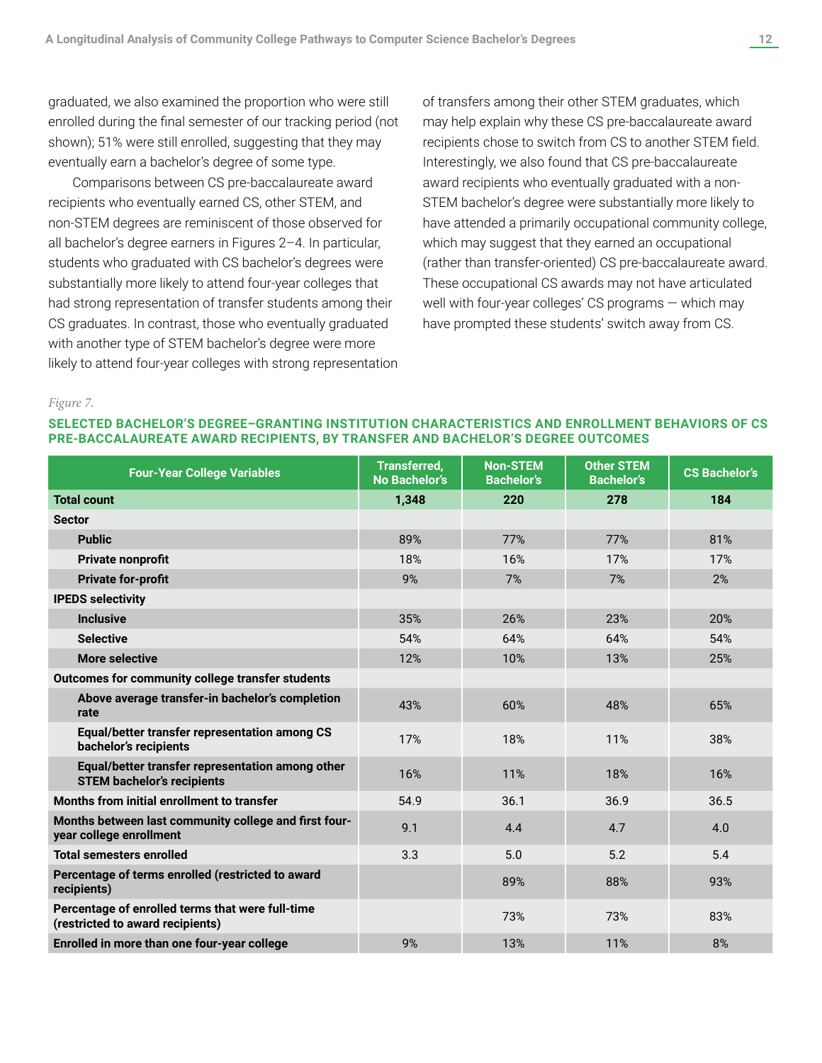graduated, we also examined the proportion who were still enrolled during the final semester of our tracking period (not shown); 51% were still enrolled, suggesting that they may eventually earn a bachelor's degree of some type.

Comparisons between CS pre-baccalaureate award recipients who eventually earned CS, other STEM, and non-STEM degrees are reminiscent of those observed for all bachelor's degree earners in Figures 2–4. In particular, students who graduated with CS bachelor's degrees were substantially more likely to attend four-year colleges that had strong representation of transfer students among their CS graduates. In contrast, those who eventually graduated with another type of STEM bachelor's degree were more likely to attend four-year colleges with strong representation of transfers among their other STEM graduates, which may help explain why these CS pre-baccalaureate award recipients chose to switch from CS to another STEM field. Interestingly, we also found that CS pre-baccalaureate award recipients who eventually graduated with a non-STEM bachelor's degree were substantially more likely to have attended a primarily occupational community college, which may suggest that they earned an occupational (rather than transfer-oriented) CS pre-baccalaureate award. These occupational CS awards may not have articulated well with four-year colleges' CS programs — which may have prompted these students' switch away from CS.

*Figure 7.*

**SELECTED BACHELOR'S DEGREE–GRANTING INSTITUTION CHARACTERISTICS AND ENROLLMENT BEHAVIORS OF CS PRE-BACCALAUREATE AWARD RECIPIENTS, BY TRANSFER AND BACHELOR'S DEGREE OUTCOMES**

| Four-Year College Variables | Transferred, No Bachelor's | Non-STEM Bachelor's | Other STEM Bachelor's | CS Bachelor's |
|---|---|---|---|---|
| **Total count** | **1,348** | **220** | **278** | **184** |
| **Sector** | | | | |
| Public | 89% | 77% | 77% | 81% |
| Private nonprofit | 18% | 16% | 17% | 17% |
| Private for-profit | 9% | 7% | 7% | 2% |
| **IPEDS selectivity** | | | | |
| Inclusive | 35% | 26% | 23% | 20% |
| Selective | 54% | 64% | 64% | 54% |
| More selective | 12% | 10% | 13% | 25% |
| **Outcomes for community college transfer students** | | | | |
| Above average transfer-in bachelor's completion rate | 43% | 60% | 48% | 65% |
| Equal/better transfer representation among CS bachelor's recipients | 17% | 18% | 11% | 38% |
| Equal/better transfer representation among other STEM bachelor's recipients | 16% | 11% | 18% | 16% |
| **Months from initial enrollment to transfer** | 54.9 | 36.1 | 36.9 | 36.5 |
| **Months between last community college and first four-year college enrollment** | 9.1 | 4.4 | 4.7 | 4.0 |
| **Total semesters enrolled** | 3.3 | 5.0 | 5.2 | 5.4 |
| **Percentage of terms enrolled (restricted to award recipients)** | | 89% | 88% | 93% |
| **Percentage of enrolled terms that were full-time (restricted to award recipients)** | | 73% | 73% | 83% |
| **Enrolled in more than one four-year college** | 9% | 13% | 11% | 8% |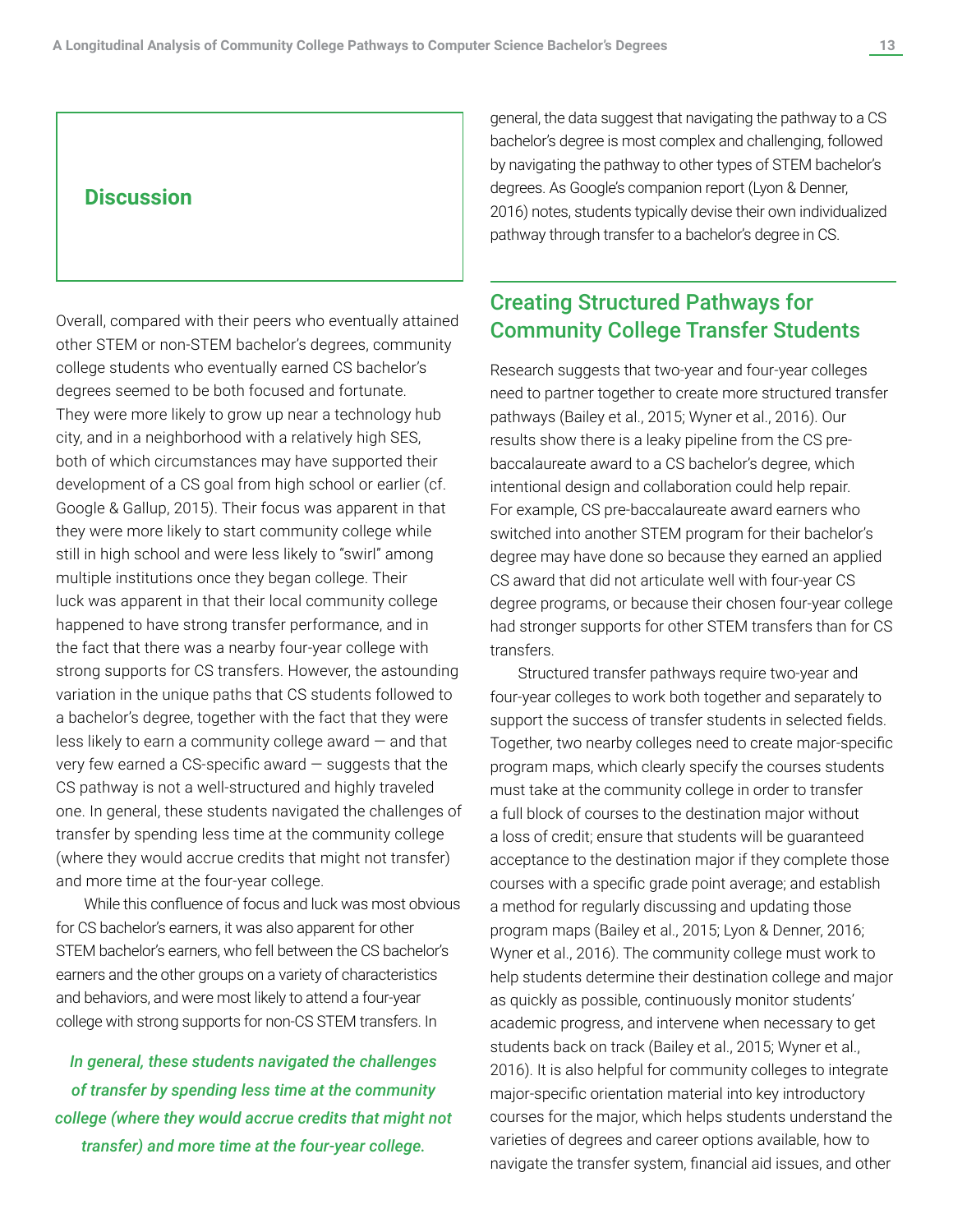## Discussion

Overall, compared with their peers who eventually attained other STEM or non-STEM bachelor's degrees, community college students who eventually earned CS bachelor's degrees seemed to be both focused and fortunate. They were more likely to grow up near a technology hub city, and in a neighborhood with a relatively high SES, both of which circumstances may have supported their development of a CS goal from high school or earlier (cf. Google & Gallup, 2015). Their focus was apparent in that they were more likely to start community college while still in high school and were less likely to "swirl" among multiple institutions once they began college. Their luck was apparent in that their local community college happened to have strong transfer performance, and in the fact that there was a nearby four-year college with strong supports for CS transfers. However, the astounding variation in the unique paths that CS students followed to a bachelor's degree, together with the fact that they were less likely to earn a community college award — and that very few earned a CS-specific award — suggests that the CS pathway is not a well-structured and highly traveled one. In general, these students navigated the challenges of transfer by spending less time at the community college (where they would accrue credits that might not transfer) and more time at the four-year college.

While this confluence of focus and luck was most obvious for CS bachelor's earners, it was also apparent for other STEM bachelor's earners, who fell between the CS bachelor's earners and the other groups on a variety of characteristics and behaviors, and were most likely to attend a four-year college with strong supports for non-CS STEM transfers. In general, the data suggest that navigating the pathway to a CS bachelor's degree is most complex and challenging, followed by navigating the pathway to other types of STEM bachelor's degrees. As Google's companion report (Lyon & Denner, 2016) notes, students typically devise their own individualized pathway through transfer to a bachelor's degree in CS.

*In general, these students navigated the challenges of transfer by spending less time at the community college (where they would accrue credits that might not transfer) and more time at the four-year college.*

## Creating Structured Pathways for Community College Transfer Students

Research suggests that two-year and four-year colleges need to partner together to create more structured transfer pathways (Bailey et al., 2015; Wyner et al., 2016). Our results show there is a leaky pipeline from the CS pre-baccalaureate award to a CS bachelor's degree, which intentional design and collaboration could help repair. For example, CS pre-baccalaureate award earners who switched into another STEM program for their bachelor's degree may have done so because they earned an applied CS award that did not articulate well with four-year CS degree programs, or because their chosen four-year college had stronger supports for other STEM transfers than for CS transfers.

Structured transfer pathways require two-year and four-year colleges to work both together and separately to support the success of transfer students in selected fields. Together, two nearby colleges need to create major-specific program maps, which clearly specify the courses students must take at the community college in order to transfer a full block of courses to the destination major without a loss of credit; ensure that students will be guaranteed acceptance to the destination major if they complete those courses with a specific grade point average; and establish a method for regularly discussing and updating those program maps (Bailey et al., 2015; Lyon & Denner, 2016; Wyner et al., 2016). The community college must work to help students determine their destination college and major as quickly as possible, continuously monitor students' academic progress, and intervene when necessary to get students back on track (Bailey et al., 2015; Wyner et al., 2016). It is also helpful for community colleges to integrate major-specific orientation material into key introductory courses for the major, which helps students understand the varieties of degrees and career options available, how to navigate the transfer system, financial aid issues, and other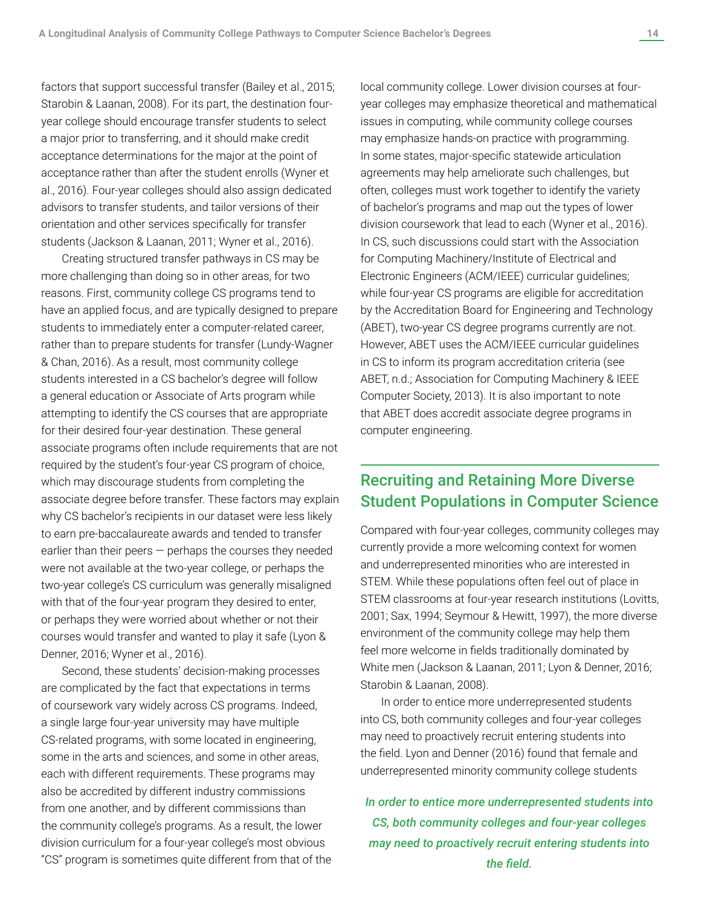factors that support successful transfer (Bailey et al., 2015; Starobin & Laanan, 2008). For its part, the destination four-year college should encourage transfer students to select a major prior to transferring, and it should make credit acceptance determinations for the major at the point of acceptance rather than after the student enrolls (Wyner et al., 2016). Four-year colleges should also assign dedicated advisors to transfer students, and tailor versions of their orientation and other services specifically for transfer students (Jackson & Laanan, 2011; Wyner et al., 2016).

Creating structured transfer pathways in CS may be more challenging than doing so in other areas, for two reasons. First, community college CS programs tend to have an applied focus, and are typically designed to prepare students to immediately enter a computer-related career, rather than to prepare students for transfer (Lundy-Wagner & Chan, 2016). As a result, most community college students interested in a CS bachelor's degree will follow a general education or Associate of Arts program while attempting to identify the CS courses that are appropriate for their desired four-year destination. These general associate programs often include requirements that are not required by the student's four-year CS program of choice, which may discourage students from completing the associate degree before transfer. These factors may explain why CS bachelor's recipients in our dataset were less likely to earn pre-baccalaureate awards and tended to transfer earlier than their peers — perhaps the courses they needed were not available at the two-year college, or perhaps the two-year college's CS curriculum was generally misaligned with that of the four-year program they desired to enter, or perhaps they were worried about whether or not their courses would transfer and wanted to play it safe (Lyon & Denner, 2016; Wyner et al., 2016).

Second, these students' decision-making processes are complicated by the fact that expectations in terms of coursework vary widely across CS programs. Indeed, a single large four-year university may have multiple CS-related programs, with some located in engineering, some in the arts and sciences, and some in other areas, each with different requirements. These programs may also be accredited by different industry commissions from one another, and by different commissions than the community college's programs. As a result, the lower division curriculum for a four-year college's most obvious "CS" program is sometimes quite different from that of the local community college. Lower division courses at four-year colleges may emphasize theoretical and mathematical issues in computing, while community college courses may emphasize hands-on practice with programming. In some states, major-specific statewide articulation agreements may help ameliorate such challenges, but often, colleges must work together to identify the variety of bachelor's programs and map out the types of lower division coursework that lead to each (Wyner et al., 2016). In CS, such discussions could start with the Association for Computing Machinery/Institute of Electrical and Electronic Engineers (ACM/IEEE) curricular guidelines; while four-year CS programs are eligible for accreditation by the Accreditation Board for Engineering and Technology (ABET), two-year CS degree programs currently are not. However, ABET uses the ACM/IEEE curricular guidelines in CS to inform its program accreditation criteria (see ABET, n.d.; Association for Computing Machinery & IEEE Computer Society, 2013). It is also important to note that ABET does accredit associate degree programs in computer engineering.

## Recruiting and Retaining More Diverse Student Populations in Computer Science

Compared with four-year colleges, community colleges may currently provide a more welcoming context for women and underrepresented minorities who are interested in STEM. While these populations often feel out of place in STEM classrooms at four-year research institutions (Lovitts, 2001; Sax, 1994; Seymour & Hewitt, 1997), the more diverse environment of the community college may help them feel more welcome in fields traditionally dominated by White men (Jackson & Laanan, 2011; Lyon & Denner, 2016; Starobin & Laanan, 2008).

In order to entice more underrepresented students into CS, both community colleges and four-year colleges may need to proactively recruit entering students into the field. Lyon and Denner (2016) found that female and underrepresented minority community college students

***In order to entice more underrepresented students into CS, both community colleges and four-year colleges may need to proactively recruit entering students into the field.***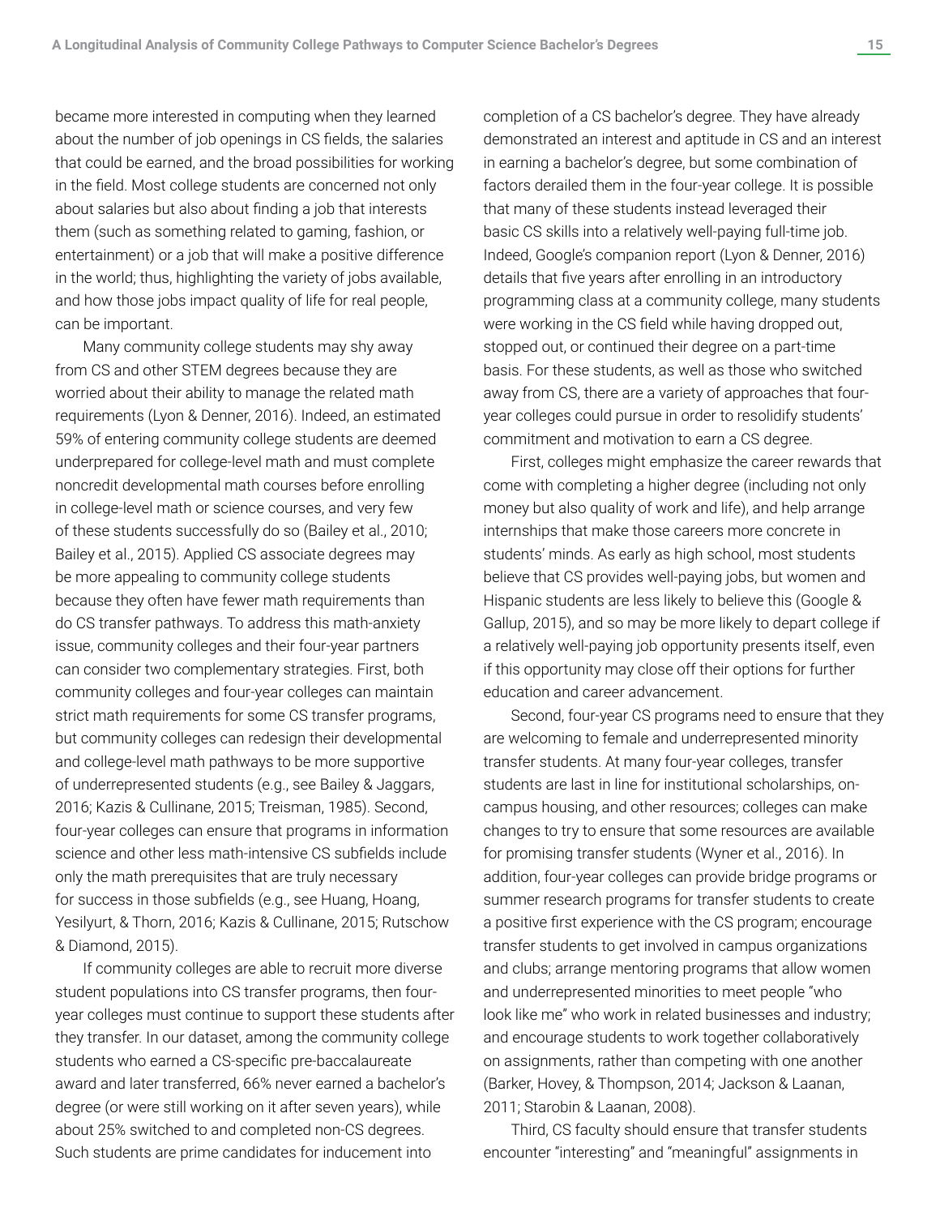became more interested in computing when they learned about the number of job openings in CS fields, the salaries that could be earned, and the broad possibilities for working in the field. Most college students are concerned not only about salaries but also about finding a job that interests them (such as something related to gaming, fashion, or entertainment) or a job that will make a positive difference in the world; thus, highlighting the variety of jobs available, and how those jobs impact quality of life for real people, can be important.

Many community college students may shy away from CS and other STEM degrees because they are worried about their ability to manage the related math requirements (Lyon & Denner, 2016). Indeed, an estimated 59% of entering community college students are deemed underprepared for college-level math and must complete noncredit developmental math courses before enrolling in college-level math or science courses, and very few of these students successfully do so (Bailey et al., 2010; Bailey et al., 2015). Applied CS associate degrees may be more appealing to community college students because they often have fewer math requirements than do CS transfer pathways. To address this math-anxiety issue, community colleges and their four-year partners can consider two complementary strategies. First, both community colleges and four-year colleges can maintain strict math requirements for some CS transfer programs, but community colleges can redesign their developmental and college-level math pathways to be more supportive of underrepresented students (e.g., see Bailey & Jaggars, 2016; Kazis & Cullinane, 2015; Treisman, 1985). Second, four-year colleges can ensure that programs in information science and other less math-intensive CS subfields include only the math prerequisites that are truly necessary for success in those subfields (e.g., see Huang, Hoang, Yesilyurt, & Thorn, 2016; Kazis & Cullinane, 2015; Rutschow & Diamond, 2015).

If community colleges are able to recruit more diverse student populations into CS transfer programs, then four-year colleges must continue to support these students after they transfer. In our dataset, among the community college students who earned a CS-specific pre-baccalaureate award and later transferred, 66% never earned a bachelor's degree (or were still working on it after seven years), while about 25% switched to and completed non-CS degrees. Such students are prime candidates for inducement into completion of a CS bachelor's degree. They have already demonstrated an interest and aptitude in CS and an interest in earning a bachelor's degree, but some combination of factors derailed them in the four-year college. It is possible that many of these students instead leveraged their basic CS skills into a relatively well-paying full-time job. Indeed, Google's companion report (Lyon & Denner, 2016) details that five years after enrolling in an introductory programming class at a community college, many students were working in the CS field while having dropped out, stopped out, or continued their degree on a part-time basis. For these students, as well as those who switched away from CS, there are a variety of approaches that four-year colleges could pursue in order to resolidify students' commitment and motivation to earn a CS degree.

First, colleges might emphasize the career rewards that come with completing a higher degree (including not only money but also quality of work and life), and help arrange internships that make those careers more concrete in students' minds. As early as high school, most students believe that CS provides well-paying jobs, but women and Hispanic students are less likely to believe this (Google & Gallup, 2015), and so may be more likely to depart college if a relatively well-paying job opportunity presents itself, even if this opportunity may close off their options for further education and career advancement.

Second, four-year CS programs need to ensure that they are welcoming to female and underrepresented minority transfer students. At many four-year colleges, transfer students are last in line for institutional scholarships, on-campus housing, and other resources; colleges can make changes to try to ensure that some resources are available for promising transfer students (Wyner et al., 2016). In addition, four-year colleges can provide bridge programs or summer research programs for transfer students to create a positive first experience with the CS program; encourage transfer students to get involved in campus organizations and clubs; arrange mentoring programs that allow women and underrepresented minorities to meet people "who look like me" who work in related businesses and industry; and encourage students to work together collaboratively on assignments, rather than competing with one another (Barker, Hovey, & Thompson, 2014; Jackson & Laanan, 2011; Starobin & Laanan, 2008).

Third, CS faculty should ensure that transfer students encounter "interesting" and "meaningful" assignments in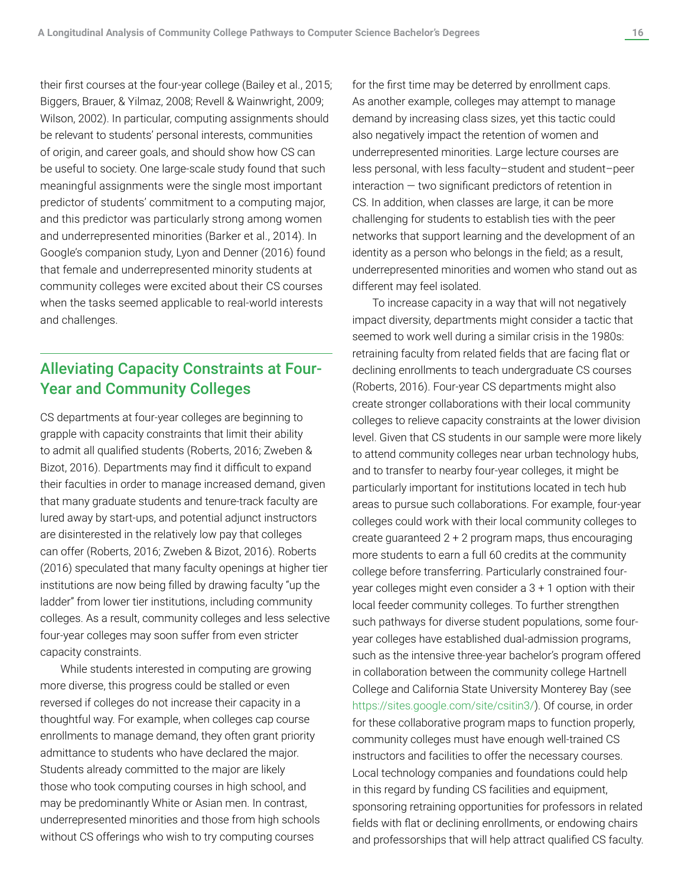their first courses at the four-year college (Bailey et al., 2015; Biggers, Brauer, & Yilmaz, 2008; Revell & Wainwright, 2009; Wilson, 2002). In particular, computing assignments should be relevant to students' personal interests, communities of origin, and career goals, and should show how CS can be useful to society. One large-scale study found that such meaningful assignments were the single most important predictor of students' commitment to a computing major, and this predictor was particularly strong among women and underrepresented minorities (Barker et al., 2014). In Google's companion study, Lyon and Denner (2016) found that female and underrepresented minority students at community colleges were excited about their CS courses when the tasks seemed applicable to real-world interests and challenges.

## Alleviating Capacity Constraints at Four-Year and Community Colleges

CS departments at four-year colleges are beginning to grapple with capacity constraints that limit their ability to admit all qualified students (Roberts, 2016; Zweben & Bizot, 2016). Departments may find it difficult to expand their faculties in order to manage increased demand, given that many graduate students and tenure-track faculty are lured away by start-ups, and potential adjunct instructors are disinterested in the relatively low pay that colleges can offer (Roberts, 2016; Zweben & Bizot, 2016). Roberts (2016) speculated that many faculty openings at higher tier institutions are now being filled by drawing faculty "up the ladder" from lower tier institutions, including community colleges. As a result, community colleges and less selective four-year colleges may soon suffer from even stricter capacity constraints.

While students interested in computing are growing more diverse, this progress could be stalled or even reversed if colleges do not increase their capacity in a thoughtful way. For example, when colleges cap course enrollments to manage demand, they often grant priority admittance to students who have declared the major. Students already committed to the major are likely those who took computing courses in high school, and may be predominantly White or Asian men. In contrast, underrepresented minorities and those from high schools without CS offerings who wish to try computing courses for the first time may be deterred by enrollment caps. As another example, colleges may attempt to manage demand by increasing class sizes, yet this tactic could also negatively impact the retention of women and underrepresented minorities. Large lecture courses are less personal, with less faculty–student and student–peer interaction — two significant predictors of retention in CS. In addition, when classes are large, it can be more challenging for students to establish ties with the peer networks that support learning and the development of an identity as a person who belongs in the field; as a result, underrepresented minorities and women who stand out as different may feel isolated.

To increase capacity in a way that will not negatively impact diversity, departments might consider a tactic that seemed to work well during a similar crisis in the 1980s: retraining faculty from related fields that are facing flat or declining enrollments to teach undergraduate CS courses (Roberts, 2016). Four-year CS departments might also create stronger collaborations with their local community colleges to relieve capacity constraints at the lower division level. Given that CS students in our sample were more likely to attend community colleges near urban technology hubs, and to transfer to nearby four-year colleges, it might be particularly important for institutions located in tech hub areas to pursue such collaborations. For example, four-year colleges could work with their local community colleges to create guaranteed 2 + 2 program maps, thus encouraging more students to earn a full 60 credits at the community college before transferring. Particularly constrained four-year colleges might even consider a 3 + 1 option with their local feeder community colleges. To further strengthen such pathways for diverse student populations, some four-year colleges have established dual-admission programs, such as the intensive three-year bachelor's program offered in collaboration between the community college Hartnell College and California State University Monterey Bay (see https://sites.google.com/site/csitin3/). Of course, in order for these collaborative program maps to function properly, community colleges must have enough well-trained CS instructors and facilities to offer the necessary courses. Local technology companies and foundations could help in this regard by funding CS facilities and equipment, sponsoring retraining opportunities for professors in related fields with flat or declining enrollments, or endowing chairs and professorships that will help attract qualified CS faculty.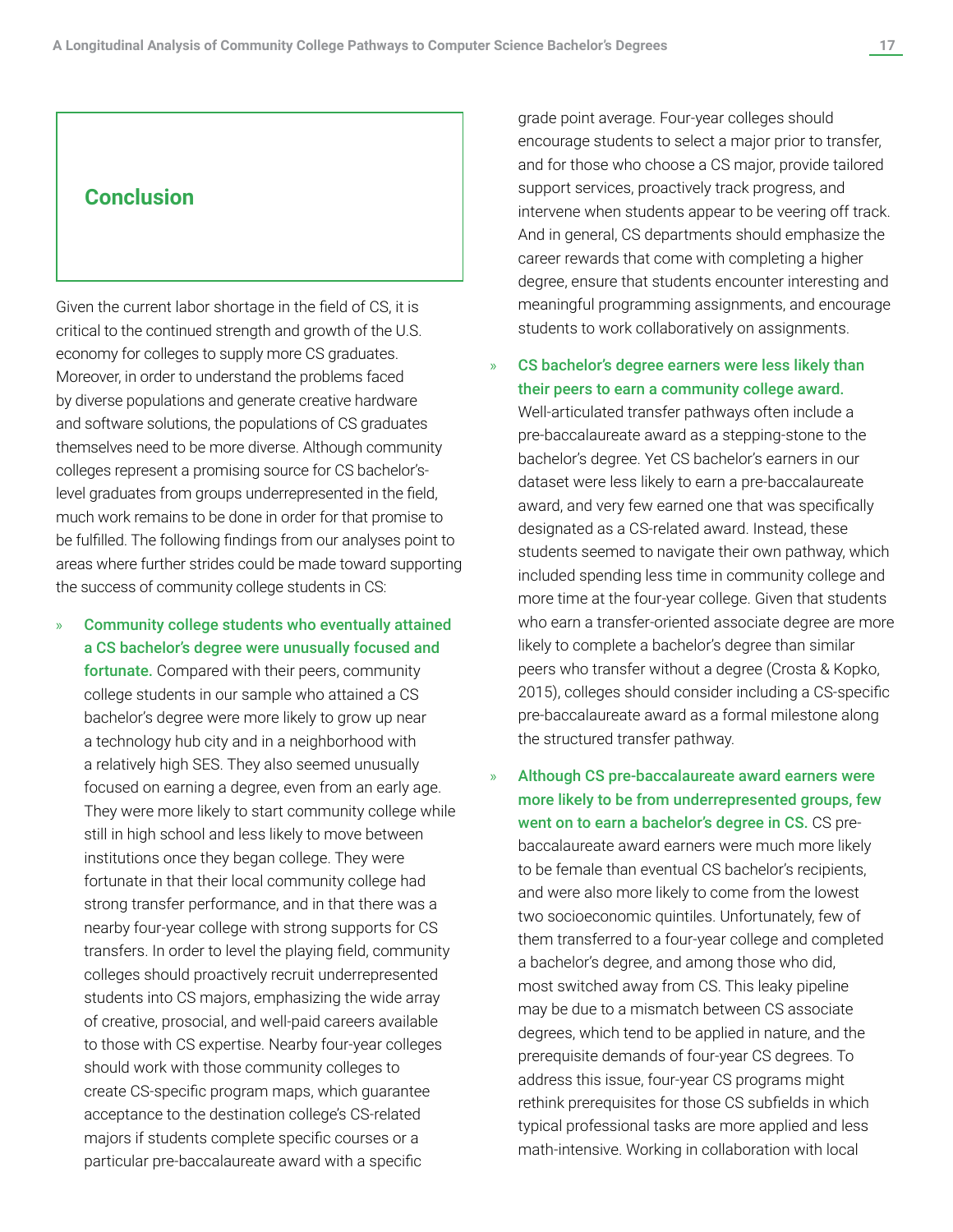## Conclusion

Given the current labor shortage in the field of CS, it is critical to the continued strength and growth of the U.S. economy for colleges to supply more CS graduates. Moreover, in order to understand the problems faced by diverse populations and generate creative hardware and software solutions, the populations of CS graduates themselves need to be more diverse. Although community colleges represent a promising source for CS bachelor's-level graduates from groups underrepresented in the field, much work remains to be done in order for that promise to be fulfilled. The following findings from our analyses point to areas where further strides could be made toward supporting the success of community college students in CS:

- **Community college students who eventually attained a CS bachelor's degree were unusually focused and fortunate.** Compared with their peers, community college students in our sample who attained a CS bachelor's degree were more likely to grow up near a technology hub city and in a neighborhood with a relatively high SES. They also seemed unusually focused on earning a degree, even from an early age. They were more likely to start community college while still in high school and less likely to move between institutions once they began college. They were fortunate in that their local community college had strong transfer performance, and in that there was a nearby four-year college with strong supports for CS transfers. In order to level the playing field, community colleges should proactively recruit underrepresented students into CS majors, emphasizing the wide array of creative, prosocial, and well-paid careers available to those with CS expertise. Nearby four-year colleges should work with those community colleges to create CS-specific program maps, which guarantee acceptance to the destination college's CS-related majors if students complete specific courses or a particular pre-baccalaureate award with a specific grade point average. Four-year colleges should encourage students to select a major prior to transfer, and for those who choose a CS major, provide tailored support services, proactively track progress, and intervene when students appear to be veering off track. And in general, CS departments should emphasize the career rewards that come with completing a higher degree, ensure that students encounter interesting and meaningful programming assignments, and encourage students to work collaboratively on assignments.

- **CS bachelor's degree earners were less likely than their peers to earn a community college award.** Well-articulated transfer pathways often include a pre-baccalaureate award as a stepping-stone to the bachelor's degree. Yet CS bachelor's earners in our dataset were less likely to earn a pre-baccalaureate award, and very few earned one that was specifically designated as a CS-related award. Instead, these students seemed to navigate their own pathway, which included spending less time in community college and more time at the four-year college. Given that students who earn a transfer-oriented associate degree are more likely to complete a bachelor's degree than similar peers who transfer without a degree (Crosta & Kopko, 2015), colleges should consider including a CS-specific pre-baccalaureate award as a formal milestone along the structured transfer pathway.

- **Although CS pre-baccalaureate award earners were more likely to be from underrepresented groups, few went on to earn a bachelor's degree in CS.** CS pre-baccalaureate award earners were much more likely to be female than eventual CS bachelor's recipients, and were also more likely to come from the lowest two socioeconomic quintiles. Unfortunately, few of them transferred to a four-year college and completed a bachelor's degree, and among those who did, most switched away from CS. This leaky pipeline may be due to a mismatch between CS associate degrees, which tend to be applied in nature, and the prerequisite demands of four-year CS degrees. To address this issue, four-year CS programs might rethink prerequisites for those CS subfields in which typical professional tasks are more applied and less math-intensive. Working in collaboration with local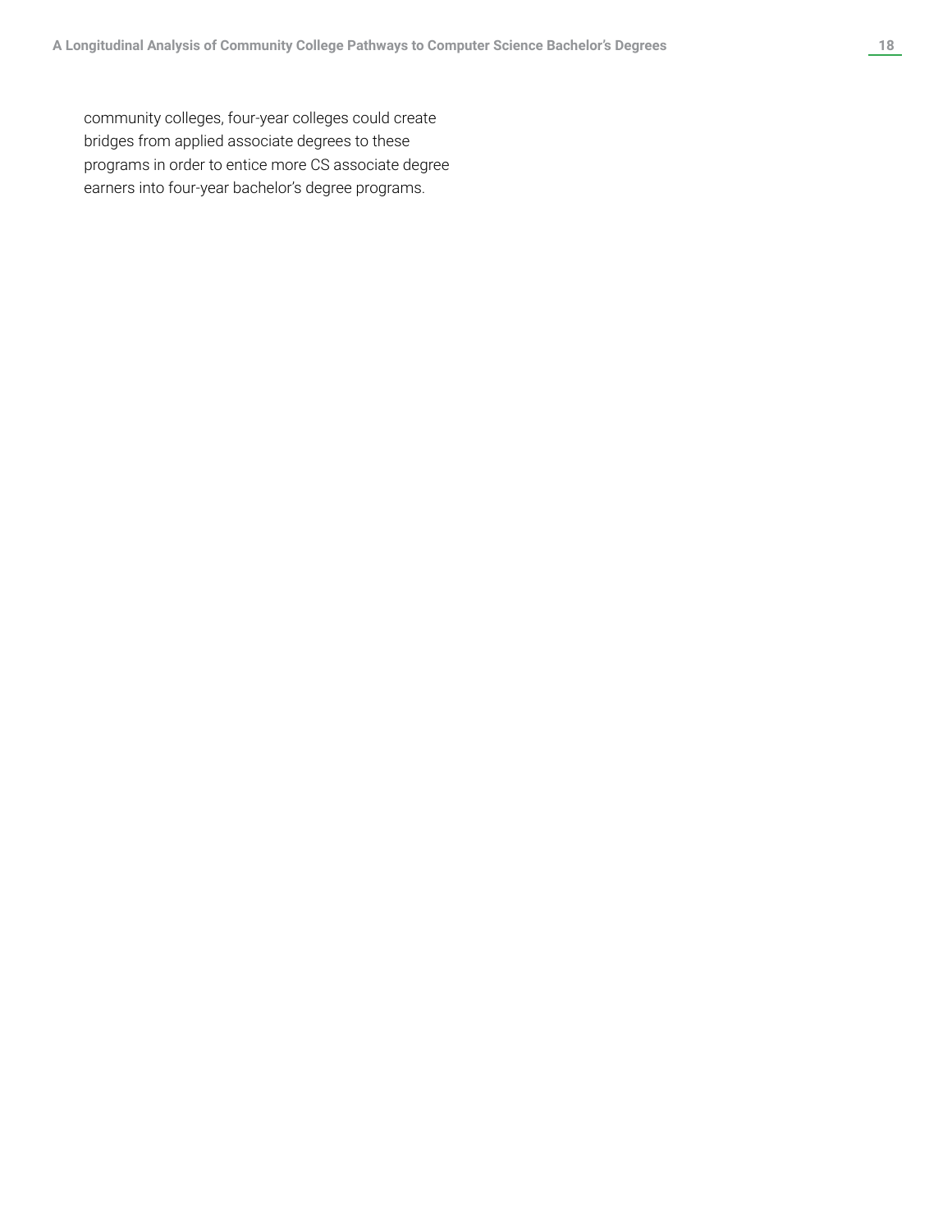community colleges, four-year colleges could create bridges from applied associate degrees to these programs in order to entice more CS associate degree earners into four-year bachelor's degree programs.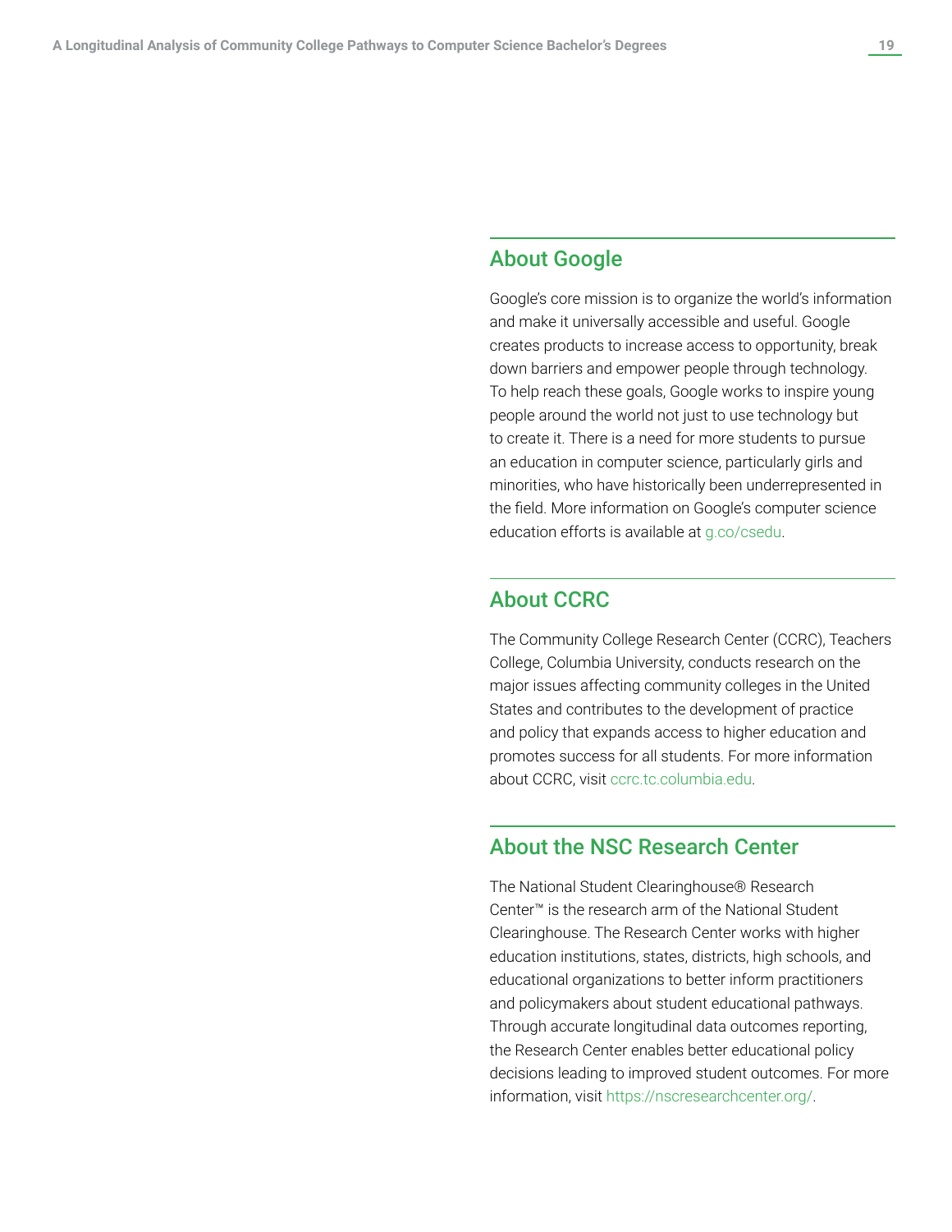## About Google

Google's core mission is to organize the world's information and make it universally accessible and useful. Google creates products to increase access to opportunity, break down barriers and empower people through technology. To help reach these goals, Google works to inspire young people around the world not just to use technology but to create it. There is a need for more students to pursue an education in computer science, particularly girls and minorities, who have historically been underrepresented in the field. More information on Google's computer science education efforts is available at g.co/csedu.

## About CCRC

The Community College Research Center (CCRC), Teachers College, Columbia University, conducts research on the major issues affecting community colleges in the United States and contributes to the development of practice and policy that expands access to higher education and promotes success for all students. For more information about CCRC, visit ccrc.tc.columbia.edu.

## About the NSC Research Center

The National Student Clearinghouse® Research Center™ is the research arm of the National Student Clearinghouse. The Research Center works with higher education institutions, states, districts, high schools, and educational organizations to better inform practitioners and policymakers about student educational pathways. Through accurate longitudinal data outcomes reporting, the Research Center enables better educational policy decisions leading to improved student outcomes. For more information, visit https://nscresearchcenter.org/.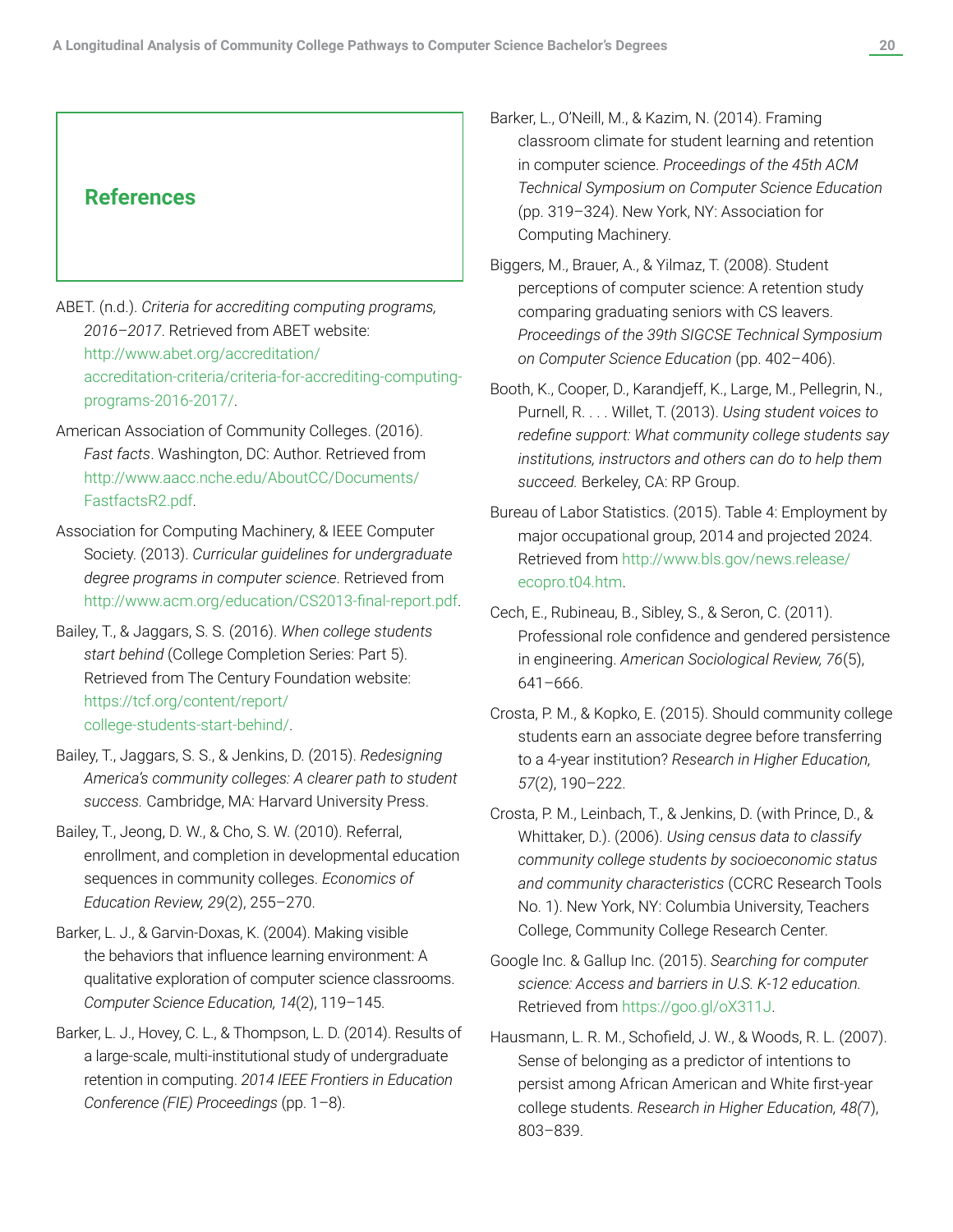## References

ABET. (n.d.). *Criteria for accrediting computing programs, 2016–2017*. Retrieved from ABET website: http://www.abet.org/accreditation/accreditation-criteria/criteria-for-accrediting-computing-programs-2016-2017/.

American Association of Community Colleges. (2016). *Fast facts*. Washington, DC: Author. Retrieved from http://www.aacc.nche.edu/AboutCC/Documents/FastfactsR2.pdf.

Association for Computing Machinery, & IEEE Computer Society. (2013). *Curricular guidelines for undergraduate degree programs in computer science*. Retrieved from http://www.acm.org/education/CS2013-final-report.pdf.

Bailey, T., & Jaggars, S. S. (2016). *When college students start behind* (College Completion Series: Part 5). Retrieved from The Century Foundation website: https://tcf.org/content/report/college-students-start-behind/.

Bailey, T., Jaggars, S. S., & Jenkins, D. (2015). *Redesigning America's community colleges: A clearer path to student success.* Cambridge, MA: Harvard University Press.

Bailey, T., Jeong, D. W., & Cho, S. W. (2010). Referral, enrollment, and completion in developmental education sequences in community colleges. *Economics of Education Review, 29*(2), 255–270.

Barker, L. J., & Garvin-Doxas, K. (2004). Making visible the behaviors that influence learning environment: A qualitative exploration of computer science classrooms. *Computer Science Education, 14*(2), 119–145.

Barker, L. J., Hovey, C. L., & Thompson, L. D. (2014). Results of a large-scale, multi-institutional study of undergraduate retention in computing. *2014 IEEE Frontiers in Education Conference (FIE) Proceedings* (pp. 1–8).

Barker, L., O'Neill, M., & Kazim, N. (2014). Framing classroom climate for student learning and retention in computer science. *Proceedings of the 45th ACM Technical Symposium on Computer Science Education* (pp. 319–324). New York, NY: Association for Computing Machinery.

Biggers, M., Brauer, A., & Yilmaz, T. (2008). Student perceptions of computer science: A retention study comparing graduating seniors with CS leavers. *Proceedings of the 39th SIGCSE Technical Symposium on Computer Science Education* (pp. 402–406).

Booth, K., Cooper, D., Karandjeff, K., Large, M., Pellegrin, N., Purnell, R. . . . Willet, T. (2013). *Using student voices to redefine support: What community college students say institutions, instructors and others can do to help them succeed.* Berkeley, CA: RP Group.

Bureau of Labor Statistics. (2015). Table 4: Employment by major occupational group, 2014 and projected 2024. Retrieved from http://www.bls.gov/news.release/ecopro.t04.htm.

Cech, E., Rubineau, B., Sibley, S., & Seron, C. (2011). Professional role confidence and gendered persistence in engineering. *American Sociological Review, 76*(5), 641–666.

Crosta, P. M., & Kopko, E. (2015). Should community college students earn an associate degree before transferring to a 4-year institution? *Research in Higher Education, 57*(2), 190–222.

Crosta, P. M., Leinbach, T., & Jenkins, D. (with Prince, D., & Whittaker, D.). (2006). *Using census data to classify community college students by socioeconomic status and community characteristics* (CCRC Research Tools No. 1). New York, NY: Columbia University, Teachers College, Community College Research Center.

Google Inc. & Gallup Inc. (2015). *Searching for computer science: Access and barriers in U.S. K-12 education.* Retrieved from https://goo.gl/oX311J.

Hausmann, L. R. M., Schofield, J. W., & Woods, R. L. (2007). Sense of belonging as a predictor of intentions to persist among African American and White first-year college students. *Research in Higher Education, 48*(7), 803–839.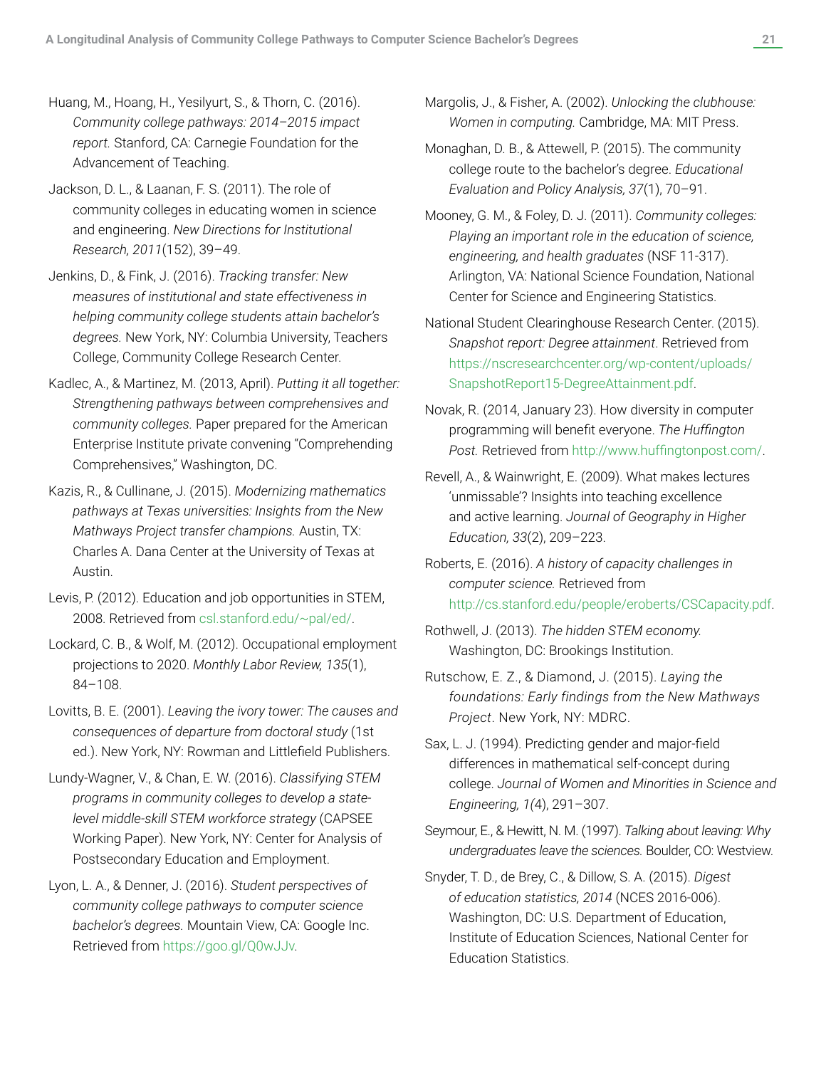Huang, M., Hoang, H., Yesilyurt, S., & Thorn, C. (2016). *Community college pathways: 2014–2015 impact report.* Stanford, CA: Carnegie Foundation for the Advancement of Teaching.

Jackson, D. L., & Laanan, F. S. (2011). The role of community colleges in educating women in science and engineering. *New Directions for Institutional Research, 2011*(152), 39–49.

Jenkins, D., & Fink, J. (2016). *Tracking transfer: New measures of institutional and state effectiveness in helping community college students attain bachelor's degrees.* New York, NY: Columbia University, Teachers College, Community College Research Center.

Kadlec, A., & Martinez, M. (2013, April). *Putting it all together: Strengthening pathways between comprehensives and community colleges.* Paper prepared for the American Enterprise Institute private convening "Comprehending Comprehensives," Washington, DC.

Kazis, R., & Cullinane, J. (2015). *Modernizing mathematics pathways at Texas universities: Insights from the New Mathways Project transfer champions.* Austin, TX: Charles A. Dana Center at the University of Texas at Austin.

Levis, P. (2012). Education and job opportunities in STEM, 2008. Retrieved from csl.stanford.edu/~pal/ed/.

Lockard, C. B., & Wolf, M. (2012). Occupational employment projections to 2020. *Monthly Labor Review, 135*(1), 84–108.

Lovitts, B. E. (2001). *Leaving the ivory tower: The causes and consequences of departure from doctoral study* (1st ed.). New York, NY: Rowman and Littlefield Publishers.

Lundy-Wagner, V., & Chan, E. W. (2016). *Classifying STEM programs in community colleges to develop a state-level middle-skill STEM workforce strategy* (CAPSEE Working Paper). New York, NY: Center for Analysis of Postsecondary Education and Employment.

Lyon, L. A., & Denner, J. (2016). *Student perspectives of community college pathways to computer science bachelor's degrees.* Mountain View, CA: Google Inc. Retrieved from https://goo.gl/Q0wJJv.

Margolis, J., & Fisher, A. (2002). *Unlocking the clubhouse: Women in computing.* Cambridge, MA: MIT Press.

Monaghan, D. B., & Attewell, P. (2015). The community college route to the bachelor's degree. *Educational Evaluation and Policy Analysis, 37*(1), 70–91.

Mooney, G. M., & Foley, D. J. (2011). *Community colleges: Playing an important role in the education of science, engineering, and health graduates* (NSF 11-317). Arlington, VA: National Science Foundation, National Center for Science and Engineering Statistics.

National Student Clearinghouse Research Center. (2015). *Snapshot report: Degree attainment*. Retrieved from https://nscresearchcenter.org/wp-content/uploads/SnapshotReport15-DegreeAttainment.pdf.

Novak, R. (2014, January 23). How diversity in computer programming will benefit everyone. *The Huffington Post.* Retrieved from http://www.huffingtonpost.com/.

Revell, A., & Wainwright, E. (2009). What makes lectures 'unmissable'? Insights into teaching excellence and active learning. *Journal of Geography in Higher Education, 33*(2), 209–223.

Roberts, E. (2016). *A history of capacity challenges in computer science.* Retrieved from http://cs.stanford.edu/people/eroberts/CSCapacity.pdf.

Rothwell, J. (2013). *The hidden STEM economy.* Washington, DC: Brookings Institution.

Rutschow, E. Z., & Diamond, J. (2015). *Laying the foundations: Early findings from the New Mathways Project*. New York, NY: MDRC.

Sax, L. J. (1994). Predicting gender and major-field differences in mathematical self-concept during college. *Journal of Women and Minorities in Science and Engineering, 1*(4), 291–307.

Seymour, E., & Hewitt, N. M. (1997). *Talking about leaving: Why undergraduates leave the sciences.* Boulder, CO: Westview.

Snyder, T. D., de Brey, C., & Dillow, S. A. (2015). *Digest of education statistics, 2014* (NCES 2016-006). Washington, DC: U.S. Department of Education, Institute of Education Sciences, National Center for Education Statistics.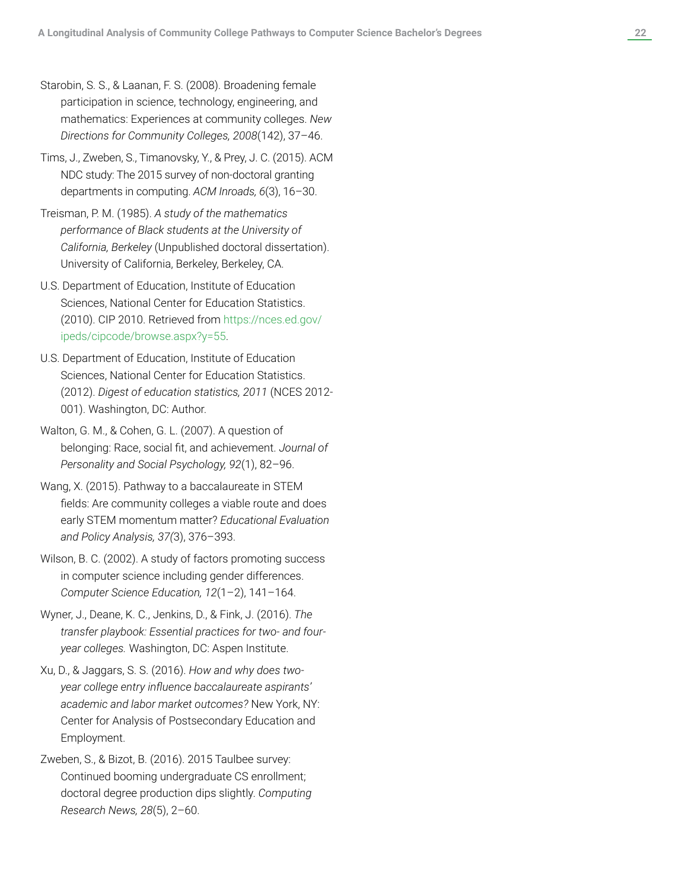Starobin, S. S., & Laanan, F. S. (2008). Broadening female participation in science, technology, engineering, and mathematics: Experiences at community colleges. *New Directions for Community Colleges, 2008*(142), 37–46.

Tims, J., Zweben, S., Timanovsky, Y., & Prey, J. C. (2015). ACM NDC study: The 2015 survey of non-doctoral granting departments in computing. *ACM Inroads, 6*(3), 16–30.

Treisman, P. M. (1985). *A study of the mathematics performance of Black students at the University of California, Berkeley* (Unpublished doctoral dissertation). University of California, Berkeley, Berkeley, CA.

U.S. Department of Education, Institute of Education Sciences, National Center for Education Statistics. (2010). CIP 2010. Retrieved from https://nces.ed.gov/ipeds/cipcode/browse.aspx?y=55.

U.S. Department of Education, Institute of Education Sciences, National Center for Education Statistics. (2012). *Digest of education statistics, 2011* (NCES 2012-001). Washington, DC: Author.

Walton, G. M., & Cohen, G. L. (2007). A question of belonging: Race, social fit, and achievement. *Journal of Personality and Social Psychology, 92*(1), 82–96.

Wang, X. (2015). Pathway to a baccalaureate in STEM fields: Are community colleges a viable route and does early STEM momentum matter? *Educational Evaluation and Policy Analysis, 37(*3), 376–393.

Wilson, B. C. (2002). A study of factors promoting success in computer science including gender differences. *Computer Science Education, 12*(1–2), 141–164.

Wyner, J., Deane, K. C., Jenkins, D., & Fink, J. (2016). *The transfer playbook: Essential practices for two- and four-year colleges.* Washington, DC: Aspen Institute.

Xu, D., & Jaggars, S. S. (2016). *How and why does two-year college entry influence baccalaureate aspirants' academic and labor market outcomes?* New York, NY: Center for Analysis of Postsecondary Education and Employment.

Zweben, S., & Bizot, B. (2016). 2015 Taulbee survey: Continued booming undergraduate CS enrollment; doctoral degree production dips slightly. *Computing Research News, 28*(5), 2–60.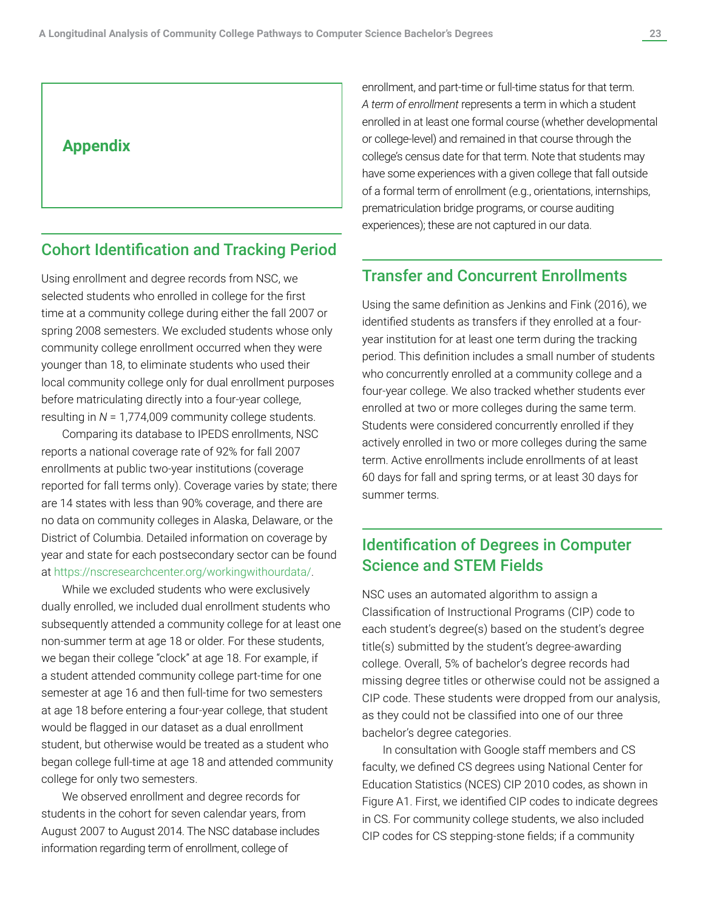# Appendix

## Cohort Identification and Tracking Period

Using enrollment and degree records from NSC, we selected students who enrolled in college for the first time at a community college during either the fall 2007 or spring 2008 semesters. We excluded students whose only community college enrollment occurred when they were younger than 18, to eliminate students who used their local community college only for dual enrollment purposes before matriculating directly into a four-year college, resulting in *N* = 1,774,009 community college students.

Comparing its database to IPEDS enrollments, NSC reports a national coverage rate of 92% for fall 2007 enrollments at public two-year institutions (coverage reported for fall terms only). Coverage varies by state; there are 14 states with less than 90% coverage, and there are no data on community colleges in Alaska, Delaware, or the District of Columbia. Detailed information on coverage by year and state for each postsecondary sector can be found at https://nscresearchcenter.org/workingwithourdata/.

While we excluded students who were exclusively dually enrolled, we included dual enrollment students who subsequently attended a community college for at least one non-summer term at age 18 or older. For these students, we began their college "clock" at age 18. For example, if a student attended community college part-time for one semester at age 16 and then full-time for two semesters at age 18 before entering a four-year college, that student would be flagged in our dataset as a dual enrollment student, but otherwise would be treated as a student who began college full-time at age 18 and attended community college for only two semesters.

We observed enrollment and degree records for students in the cohort for seven calendar years, from August 2007 to August 2014. The NSC database includes information regarding term of enrollment, college of enrollment, and part-time or full-time status for that term. *A term of enrollment* represents a term in which a student enrolled in at least one formal course (whether developmental or college-level) and remained in that course through the college's census date for that term. Note that students may have some experiences with a given college that fall outside of a formal term of enrollment (e.g., orientations, internships, prematriculation bridge programs, or course auditing experiences); these are not captured in our data.

## Transfer and Concurrent Enrollments

Using the same definition as Jenkins and Fink (2016), we identified students as transfers if they enrolled at a four-year institution for at least one term during the tracking period. This definition includes a small number of students who concurrently enrolled at a community college and a four-year college. We also tracked whether students ever enrolled at two or more colleges during the same term. Students were considered concurrently enrolled if they actively enrolled in two or more colleges during the same term. Active enrollments include enrollments of at least 60 days for fall and spring terms, or at least 30 days for summer terms.

## Identification of Degrees in Computer Science and STEM Fields

NSC uses an automated algorithm to assign a Classification of Instructional Programs (CIP) code to each student's degree(s) based on the student's degree title(s) submitted by the student's degree-awarding college. Overall, 5% of bachelor's degree records had missing degree titles or otherwise could not be assigned a CIP code. These students were dropped from our analysis, as they could not be classified into one of our three bachelor's degree categories.

In consultation with Google staff members and CS faculty, we defined CS degrees using National Center for Education Statistics (NCES) CIP 2010 codes, as shown in Figure A1. First, we identified CIP codes to indicate degrees in CS. For community college students, we also included CIP codes for CS stepping-stone fields; if a community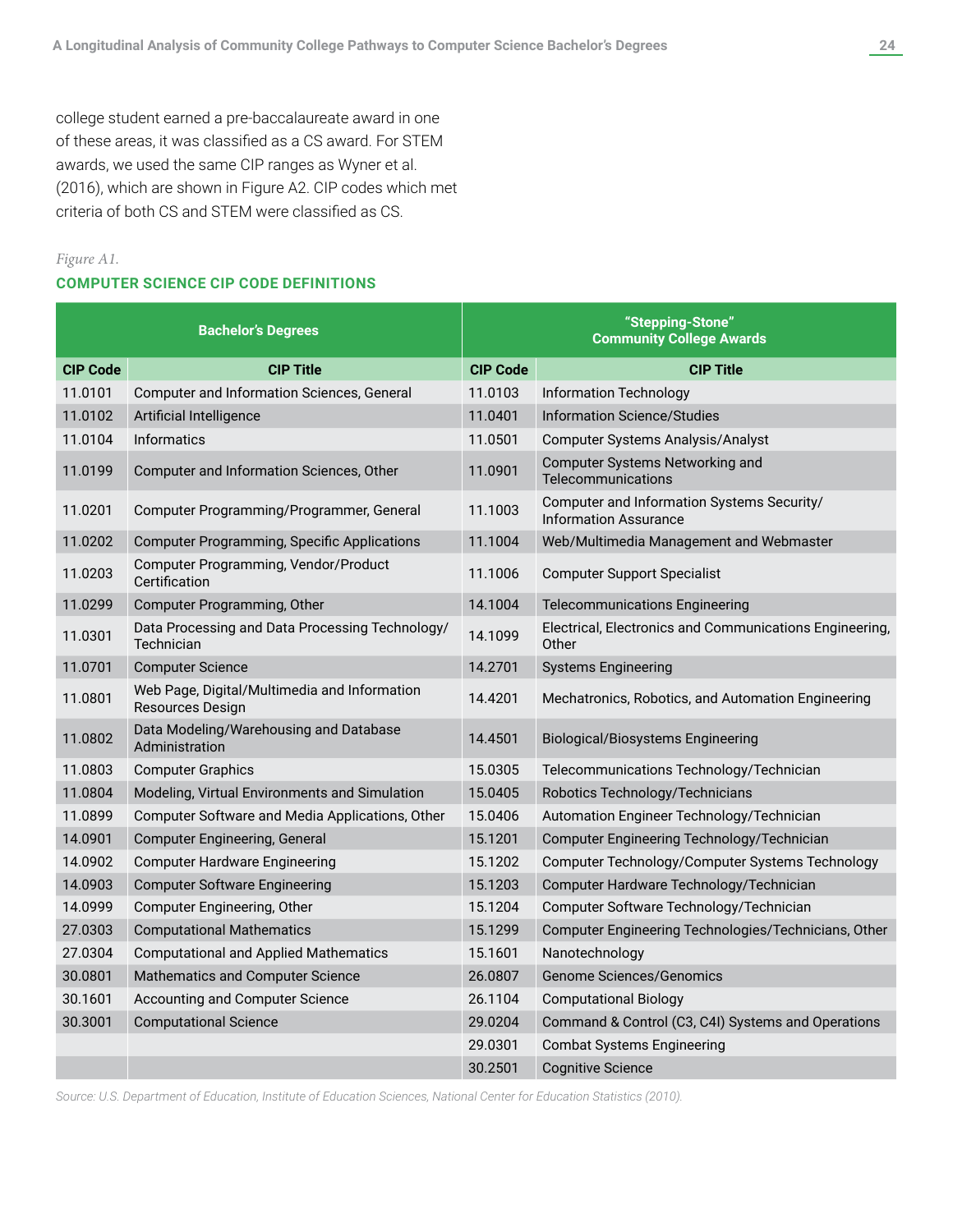college student earned a pre-baccalaureate award in one of these areas, it was classified as a CS award. For STEM awards, we used the same CIP ranges as Wyner et al. (2016), which are shown in Figure A2. CIP codes which met criteria of both CS and STEM were classified as CS.

*Figure A1.*

**COMPUTER SCIENCE CIP CODE DEFINITIONS**

| Bachelor's Degrees | | "Stepping-Stone" Community College Awards | |
|---|---|---|---|
| **CIP Code** | **CIP Title** | **CIP Code** | **CIP Title** |
| 11.0101 | Computer and Information Sciences, General | 11.0103 | Information Technology |
| 11.0102 | Artificial Intelligence | 11.0401 | Information Science/Studies |
| 11.0104 | Informatics | 11.0501 | Computer Systems Analysis/Analyst |
| 11.0199 | Computer and Information Sciences, Other | 11.0901 | Computer Systems Networking and Telecommunications |
| 11.0201 | Computer Programming/Programmer, General | 11.1003 | Computer and Information Systems Security/ Information Assurance |
| 11.0202 | Computer Programming, Specific Applications | 11.1004 | Web/Multimedia Management and Webmaster |
| 11.0203 | Computer Programming, Vendor/Product Certification | 11.1006 | Computer Support Specialist |
| 11.0299 | Computer Programming, Other | 14.1004 | Telecommunications Engineering |
| 11.0301 | Data Processing and Data Processing Technology/ Technician | 14.1099 | Electrical, Electronics and Communications Engineering, Other |
| 11.0701 | Computer Science | 14.2701 | Systems Engineering |
| 11.0801 | Web Page, Digital/Multimedia and Information Resources Design | 14.4201 | Mechatronics, Robotics, and Automation Engineering |
| 11.0802 | Data Modeling/Warehousing and Database Administration | 14.4501 | Biological/Biosystems Engineering |
| 11.0803 | Computer Graphics | 15.0305 | Telecommunications Technology/Technician |
| 11.0804 | Modeling, Virtual Environments and Simulation | 15.0405 | Robotics Technology/Technicians |
| 11.0899 | Computer Software and Media Applications, Other | 15.0406 | Automation Engineer Technology/Technician |
| 14.0901 | Computer Engineering, General | 15.1201 | Computer Engineering Technology/Technician |
| 14.0902 | Computer Hardware Engineering | 15.1202 | Computer Technology/Computer Systems Technology |
| 14.0903 | Computer Software Engineering | 15.1203 | Computer Hardware Technology/Technician |
| 14.0999 | Computer Engineering, Other | 15.1204 | Computer Software Technology/Technician |
| 27.0303 | Computational Mathematics | 15.1299 | Computer Engineering Technologies/Technicians, Other |
| 27.0304 | Computational and Applied Mathematics | 15.1601 | Nanotechnology |
| 30.0801 | Mathematics and Computer Science | 26.0807 | Genome Sciences/Genomics |
| 30.1601 | Accounting and Computer Science | 26.1104 | Computational Biology |
| 30.3001 | Computational Science | 29.0204 | Command & Control (C3, C4I) Systems and Operations |
| | | 29.0301 | Combat Systems Engineering |
| | | 30.2501 | Cognitive Science |

*Source: U.S. Department of Education, Institute of Education Sciences, National Center for Education Statistics (2010).*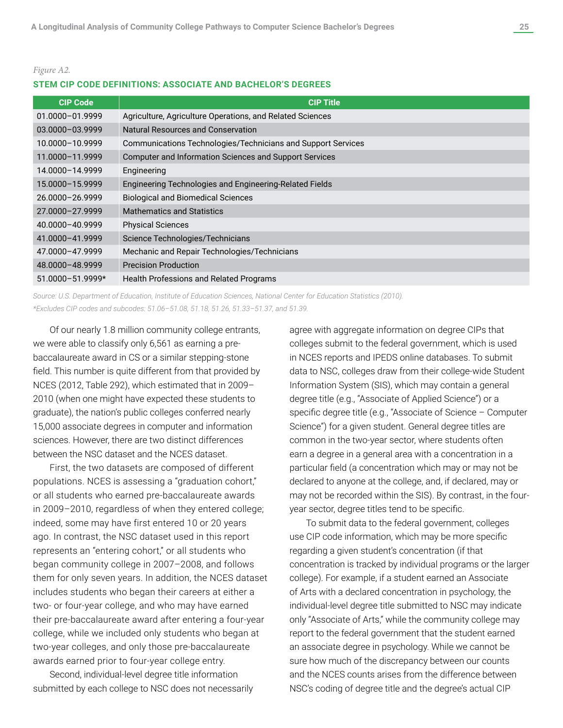*Figure A2.*

**STEM CIP CODE DEFINITIONS: ASSOCIATE AND BACHELOR'S DEGREES**

| CIP Code | CIP Title |
|---|---|
| 01.0000–01.9999 | Agriculture, Agriculture Operations, and Related Sciences |
| 03.0000–03.9999 | Natural Resources and Conservation |
| 10.0000–10.9999 | Communications Technologies/Technicians and Support Services |
| 11.0000–11.9999 | Computer and Information Sciences and Support Services |
| 14.0000–14.9999 | Engineering |
| 15.0000–15.9999 | Engineering Technologies and Engineering-Related Fields |
| 26.0000–26.9999 | Biological and Biomedical Sciences |
| 27.0000–27.9999 | Mathematics and Statistics |
| 40.0000–40.9999 | Physical Sciences |
| 41.0000–41.9999 | Science Technologies/Technicians |
| 47.0000–47.9999 | Mechanic and Repair Technologies/Technicians |
| 48.0000–48.9999 | Precision Production |
| 51.0000–51.9999* | Health Professions and Related Programs |

*Source: U.S. Department of Education, Institute of Education Sciences, National Center for Education Statistics (2010).*
*\*Excludes CIP codes and subcodes: 51.06–51.08, 51.18, 51.26, 51.33–51.37, and 51.39.*

Of our nearly 1.8 million community college entrants, we were able to classify only 6,561 as earning a pre-baccalaureate award in CS or a similar stepping-stone field. This number is quite different from that provided by NCES (2012, Table 292), which estimated that in 2009–2010 (when one might have expected these students to graduate), the nation's public colleges conferred nearly 15,000 associate degrees in computer and information sciences. However, there are two distinct differences between the NSC dataset and the NCES dataset.

First, the two datasets are composed of different populations. NCES is assessing a "graduation cohort," or all students who earned pre-baccalaureate awards in 2009–2010, regardless of when they entered college; indeed, some may have first entered 10 or 20 years ago. In contrast, the NSC dataset used in this report represents an "entering cohort," or all students who began community college in 2007–2008, and follows them for only seven years. In addition, the NCES dataset includes students who began their careers at either a two- or four-year college, and who may have earned their pre-baccalaureate award after entering a four-year college, while we included only students who began at two-year colleges, and only those pre-baccalaureate awards earned prior to four-year college entry.

Second, individual-level degree title information submitted by each college to NSC does not necessarily agree with aggregate information on degree CIPs that colleges submit to the federal government, which is used in NCES reports and IPEDS online databases. To submit data to NSC, colleges draw from their college-wide Student Information System (SIS), which may contain a general degree title (e.g., "Associate of Applied Science") or a specific degree title (e.g., "Associate of Science – Computer Science") for a given student. General degree titles are common in the two-year sector, where students often earn a degree in a general area with a concentration in a particular field (a concentration which may or may not be declared to anyone at the college, and, if declared, may or may not be recorded within the SIS). By contrast, in the four-year sector, degree titles tend to be specific.

To submit data to the federal government, colleges use CIP code information, which may be more specific regarding a given student's concentration (if that concentration is tracked by individual programs or the larger college). For example, if a student earned an Associate of Arts with a declared concentration in psychology, the individual-level degree title submitted to NSC may indicate only "Associate of Arts," while the community college may report to the federal government that the student earned an associate degree in psychology. While we cannot be sure how much of the discrepancy between our counts and the NCES counts arises from the difference between NSC's coding of degree title and the degree's actual CIP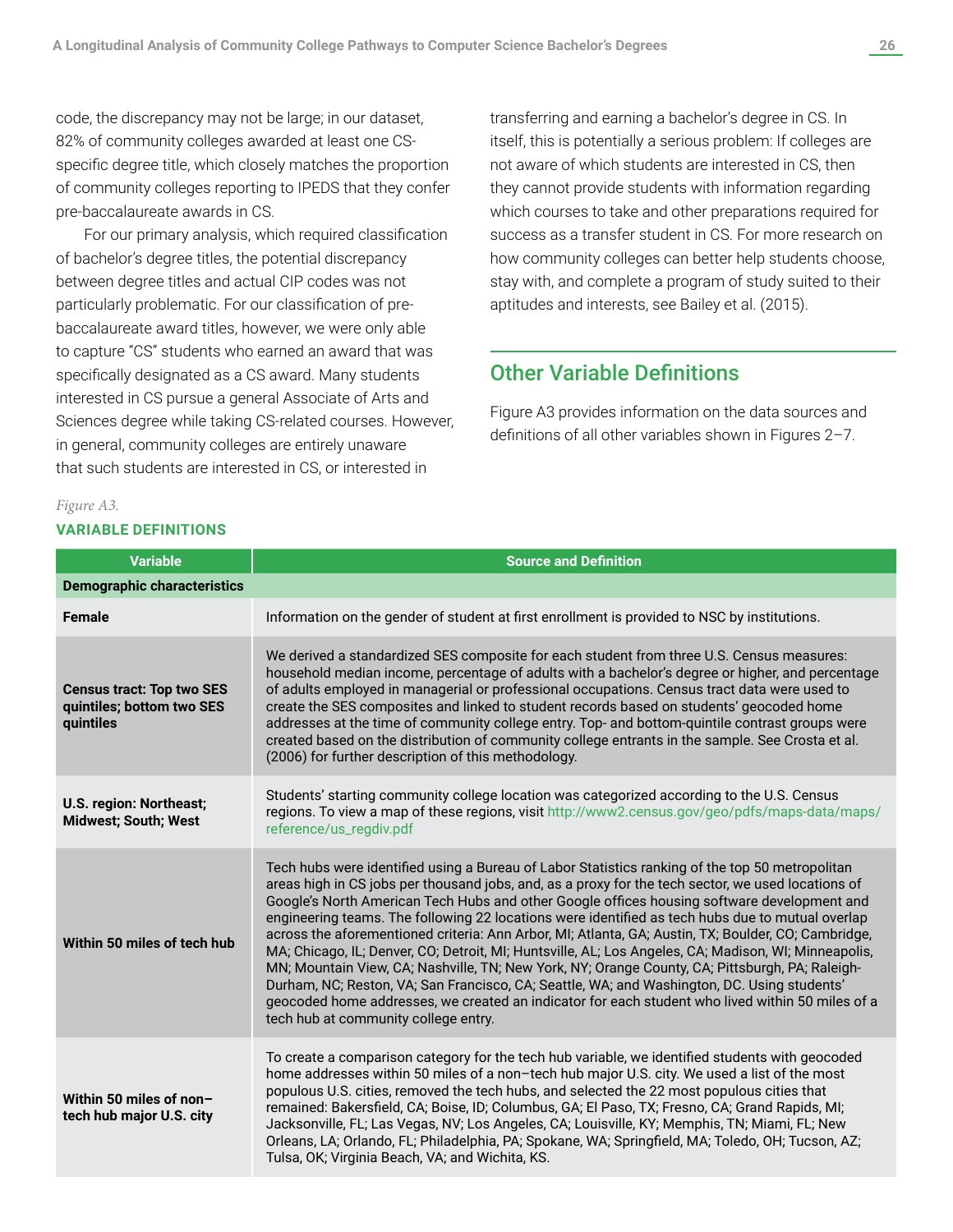code, the discrepancy may not be large; in our dataset, 82% of community colleges awarded at least one CS-specific degree title, which closely matches the proportion of community colleges reporting to IPEDS that they confer pre-baccalaureate awards in CS.

For our primary analysis, which required classification of bachelor's degree titles, the potential discrepancy between degree titles and actual CIP codes was not particularly problematic. For our classification of pre-baccalaureate award titles, however, we were only able to capture "CS" students who earned an award that was specifically designated as a CS award. Many students interested in CS pursue a general Associate of Arts and Sciences degree while taking CS-related courses. However, in general, community colleges are entirely unaware that such students are interested in CS, or interested in transferring and earning a bachelor's degree in CS. In itself, this is potentially a serious problem: If colleges are not aware of which students are interested in CS, then they cannot provide students with information regarding which courses to take and other preparations required for success as a transfer student in CS. For more research on how community colleges can better help students choose, stay with, and complete a program of study suited to their aptitudes and interests, see Bailey et al. (2015).

## Other Variable Definitions

Figure A3 provides information on the data sources and definitions of all other variables shown in Figures 2–7.

*Figure A3.*

**VARIABLE DEFINITIONS**

| Variable | Source and Definition |
|---|---|
| **Demographic characteristics** | |
| **Female** | Information on the gender of student at first enrollment is provided to NSC by institutions. |
| **Census tract: Top two SES quintiles; bottom two SES quintiles** | We derived a standardized SES composite for each student from three U.S. Census measures: household median income, percentage of adults with a bachelor's degree or higher, and percentage of adults employed in managerial or professional occupations. Census tract data were used to create the SES composites and linked to student records based on students' geocoded home addresses at the time of community college entry. Top- and bottom-quintile contrast groups were created based on the distribution of community college entrants in the sample. See Crosta et al. (2006) for further description of this methodology. |
| **U.S. region: Northeast; Midwest; South; West** | Students' starting community college location was categorized according to the U.S. Census regions. To view a map of these regions, visit http://www2.census.gov/geo/pdfs/maps-data/maps/reference/us_regdiv.pdf |
| **Within 50 miles of tech hub** | Tech hubs were identified using a Bureau of Labor Statistics ranking of the top 50 metropolitan areas high in CS jobs per thousand jobs, and, as a proxy for the tech sector, we used locations of Google's North American Tech Hubs and other Google offices housing software development and engineering teams. The following 22 locations were identified as tech hubs due to mutual overlap across the aforementioned criteria: Ann Arbor, MI; Atlanta, GA; Austin, TX; Boulder, CO; Cambridge, MA; Chicago, IL; Denver, CO; Detroit, MI; Huntsville, AL; Los Angeles, CA; Madison, WI; Minneapolis, MN; Mountain View, CA; Nashville, TN; New York, NY; Orange County, CA; Pittsburgh, PA; Raleigh-Durham, NC; Reston, VA; San Francisco, CA; Seattle, WA; and Washington, DC. Using students' geocoded home addresses, we created an indicator for each student who lived within 50 miles of a tech hub at community college entry. |
| **Within 50 miles of non–tech hub major U.S. city** | To create a comparison category for the tech hub variable, we identified students with geocoded home addresses within 50 miles of a non–tech hub major U.S. city. We used a list of the most populous U.S. cities, removed the tech hubs, and selected the 22 most populous cities that remained: Bakersfield, CA; Boise, ID; Columbus, GA; El Paso, TX; Fresno, CA; Grand Rapids, MI; Jacksonville, FL; Las Vegas, NV; Los Angeles, CA; Louisville, KY; Memphis, TN; Miami, FL; New Orleans, LA; Orlando, FL; Philadelphia, PA; Spokane, WA; Springfield, MA; Toledo, OH; Tucson, AZ; Tulsa, OK; Virginia Beach, VA; and Wichita, KS. |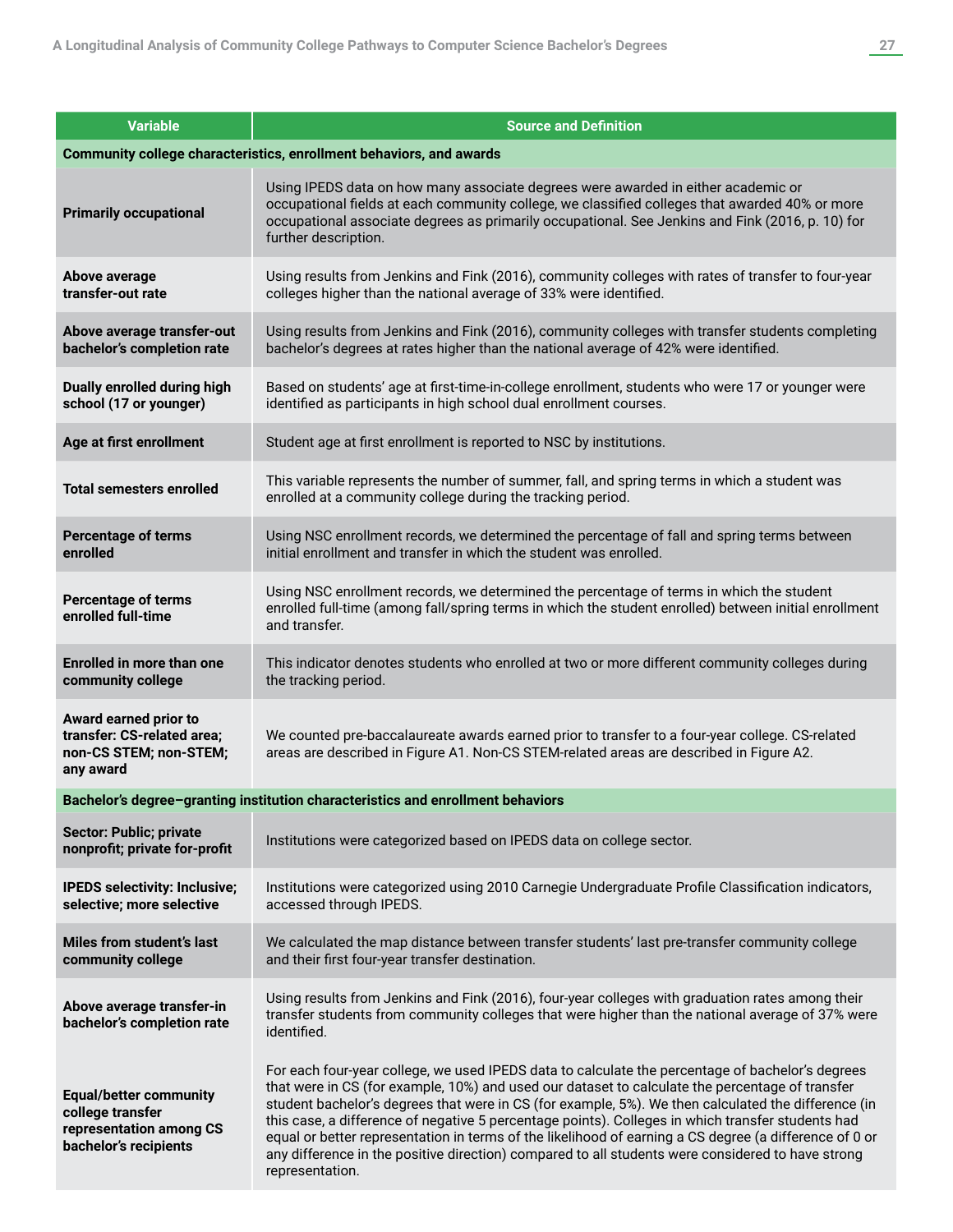| Variable | Source and Definition |
|---|---|
| **Community college characteristics, enrollment behaviors, and awards** | |
| **Primarily occupational** | Using IPEDS data on how many associate degrees were awarded in either academic or occupational fields at each community college, we classified colleges that awarded 40% or more occupational associate degrees as primarily occupational. See Jenkins and Fink (2016, p. 10) for further description. |
| **Above average transfer-out rate** | Using results from Jenkins and Fink (2016), community colleges with rates of transfer to four-year colleges higher than the national average of 33% were identified. |
| **Above average transfer-out bachelor's completion rate** | Using results from Jenkins and Fink (2016), community colleges with transfer students completing bachelor's degrees at rates higher than the national average of 42% were identified. |
| **Dually enrolled during high school (17 or younger)** | Based on students' age at first-time-in-college enrollment, students who were 17 or younger were identified as participants in high school dual enrollment courses. |
| **Age at first enrollment** | Student age at first enrollment is reported to NSC by institutions. |
| **Total semesters enrolled** | This variable represents the number of summer, fall, and spring terms in which a student was enrolled at a community college during the tracking period. |
| **Percentage of terms enrolled** | Using NSC enrollment records, we determined the percentage of fall and spring terms between initial enrollment and transfer in which the student was enrolled. |
| **Percentage of terms enrolled full-time** | Using NSC enrollment records, we determined the percentage of terms in which the student enrolled full-time (among fall/spring terms in which the student enrolled) between initial enrollment and transfer. |
| **Enrolled in more than one community college** | This indicator denotes students who enrolled at two or more different community colleges during the tracking period. |
| **Award earned prior to transfer: CS-related area; non-CS STEM; non-STEM; any award** | We counted pre-baccalaureate awards earned prior to transfer to a four-year college. CS-related areas are described in Figure A1. Non-CS STEM-related areas are described in Figure A2. |
| **Bachelor's degree–granting institution characteristics and enrollment behaviors** | |
| **Sector: Public; private nonprofit; private for-profit** | Institutions were categorized based on IPEDS data on college sector. |
| **IPEDS selectivity: Inclusive; selective; more selective** | Institutions were categorized using 2010 Carnegie Undergraduate Profile Classification indicators, accessed through IPEDS. |
| **Miles from student's last community college** | We calculated the map distance between transfer students' last pre-transfer community college and their first four-year transfer destination. |
| **Above average transfer-in bachelor's completion rate** | Using results from Jenkins and Fink (2016), four-year colleges with graduation rates among their transfer students from community colleges that were higher than the national average of 37% were identified. |
| **Equal/better community college transfer representation among CS bachelor's recipients** | For each four-year college, we used IPEDS data to calculate the percentage of bachelor's degrees that were in CS (for example, 10%) and used our dataset to calculate the percentage of transfer student bachelor's degrees that were in CS (for example, 5%). We then calculated the difference (in this case, a difference of negative 5 percentage points). Colleges in which transfer students had equal or better representation in terms of the likelihood of earning a CS degree (a difference of 0 or any difference in the positive direction) compared to all students were considered to have strong representation. |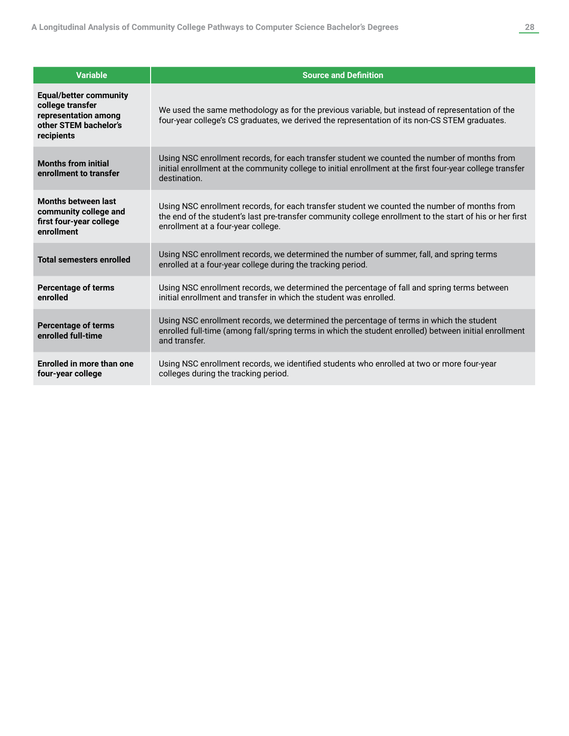| Variable | Source and Definition |
|---|---|
| **Equal/better community college transfer representation among other STEM bachelor's recipients** | We used the same methodology as for the previous variable, but instead of representation of the four-year college's CS graduates, we derived the representation of its non-CS STEM graduates. |
| **Months from initial enrollment to transfer** | Using NSC enrollment records, for each transfer student we counted the number of months from initial enrollment at the community college to initial enrollment at the first four-year college transfer destination. |
| **Months between last community college and first four-year college enrollment** | Using NSC enrollment records, for each transfer student we counted the number of months from the end of the student's last pre-transfer community college enrollment to the start of his or her first enrollment at a four-year college. |
| **Total semesters enrolled** | Using NSC enrollment records, we determined the number of summer, fall, and spring terms enrolled at a four-year college during the tracking period. |
| **Percentage of terms enrolled** | Using NSC enrollment records, we determined the percentage of fall and spring terms between initial enrollment and transfer in which the student was enrolled. |
| **Percentage of terms enrolled full-time** | Using NSC enrollment records, we determined the percentage of terms in which the student enrolled full-time (among fall/spring terms in which the student enrolled) between initial enrollment and transfer. |
| **Enrolled in more than one four-year college** | Using NSC enrollment records, we identified students who enrolled at two or more four-year colleges during the tracking period. |